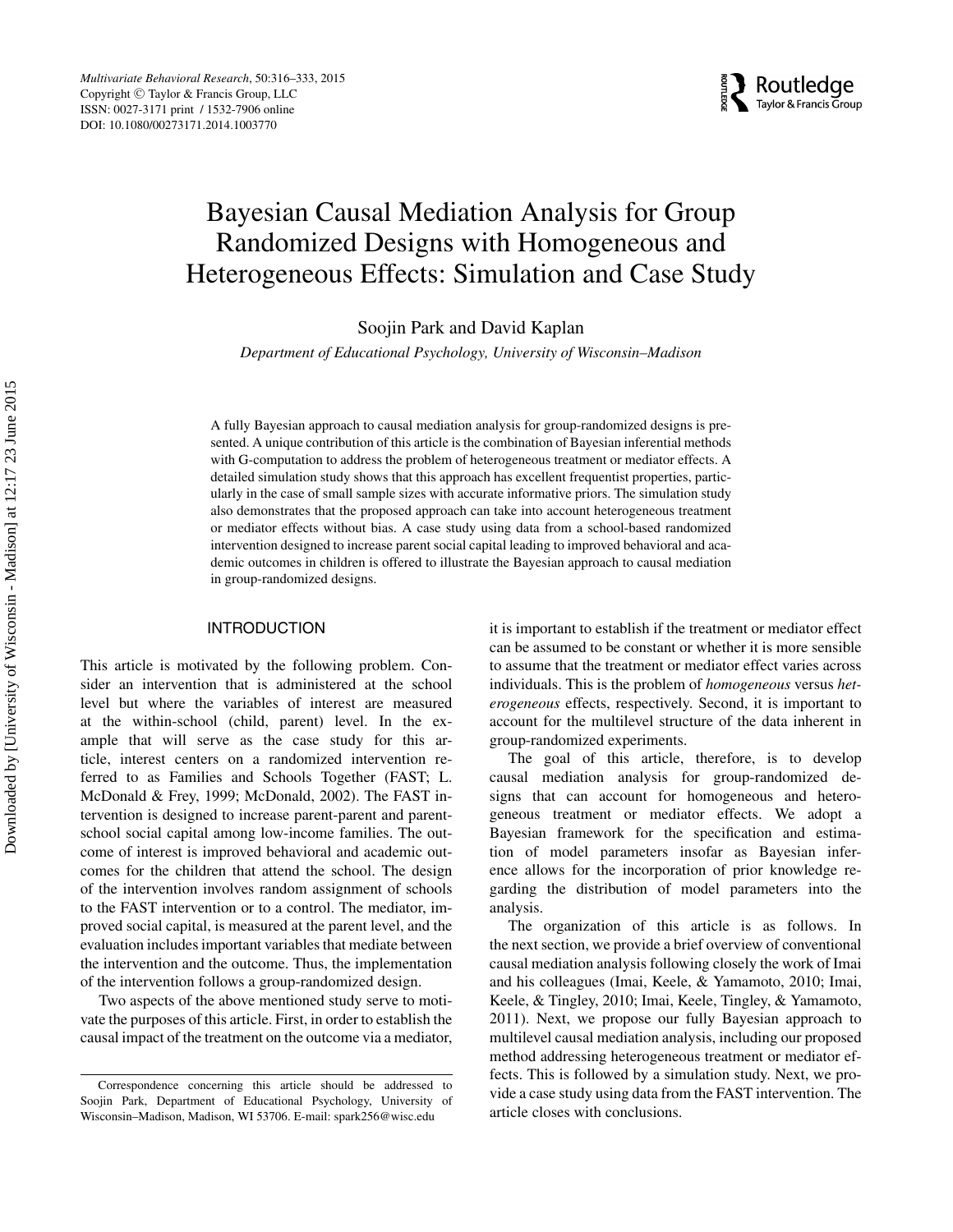# Bayesian Causal Mediation Analysis for Group Randomized Designs with Homogeneous and Heterogeneous Effects: Simulation and Case Study

Soojin Park and David Kaplan

*Department of Educational Psychology, University of Wisconsin–Madison*

A fully Bayesian approach to causal mediation analysis for group-randomized designs is presented. A unique contribution of this article is the combination of Bayesian inferential methods with G-computation to address the problem of heterogeneous treatment or mediator effects. A detailed simulation study shows that this approach has excellent frequentist properties, particularly in the case of small sample sizes with accurate informative priors. The simulation study also demonstrates that the proposed approach can take into account heterogeneous treatment or mediator effects without bias. A case study using data from a school-based randomized intervention designed to increase parent social capital leading to improved behavioral and academic outcomes in children is offered to illustrate the Bayesian approach to causal mediation in group-randomized designs.

## INTRODUCTION

This article is motivated by the following problem. Consider an intervention that is administered at the school level but where the variables of interest are measured at the within-school (child, parent) level. In the example that will serve as the case study for this article, interest centers on a randomized intervention referred to as Families and Schools Together (FAST; L. McDonald & Frey, 1999; McDonald, 2002). The FAST intervention is designed to increase parent-parent and parent-school social capital among low-income families. The outcome of interest is improved behavioral and academic outcomes for the children that attend the school. The design of the intervention involves random assignment of schools to the FAST intervention or to a control. The mediator, improved social capital, is measured at the parent level, and the evaluation includes important variables that mediate between the intervention and the outcome. Thus, the implementation of the intervention follows a group-randomized design.

Two aspects of the above mentioned study serve to motivate the purposes of this article. First, in order to establish the causal impact of the treatment on the outcome via a mediator, it is important to establish if the treatment or mediator effect can be assumed to be constant or whether it is more sensible to assume that the treatment or mediator effect varies across individuals. This is the problem of *homogeneous* versus *heterogeneous* effects, respectively. Second, it is important to account for the multilevel structure of the data inherent in group-randomized experiments.

The goal of this article, therefore, is to develop causal mediation analysis for group-randomized designs that can account for homogeneous and heterogeneous treatment or mediator effects. We adopt a Bayesian framework for the specification and estimation of model parameters insofar as Bayesian inference allows for the incorporation of prior knowledge regarding the distribution of model parameters into the analysis.

The organization of this article is as follows. In the next section, we provide a brief overview of conventional causal mediation analysis following closely the work of Imai and his colleagues (Imai, Keele, & Yamamoto, 2010; Imai, Keele, & Tingley, 2010; Imai, Keele, Tingley, & Yamamoto, 2011). Next, we propose our fully Bayesian approach to multilevel causal mediation analysis, including our proposed method addressing heterogeneous treatment or mediator effects. This is followed by a simulation study. Next, we provide a case study using data from the FAST intervention. The article closes with conclusions.

Correspondence concerning this article should be addressed to Soojin Park, Department of Educational Psychology, University of Wisconsin–Madison, Madison, WI 53706. E-mail: spark256@wisc.edu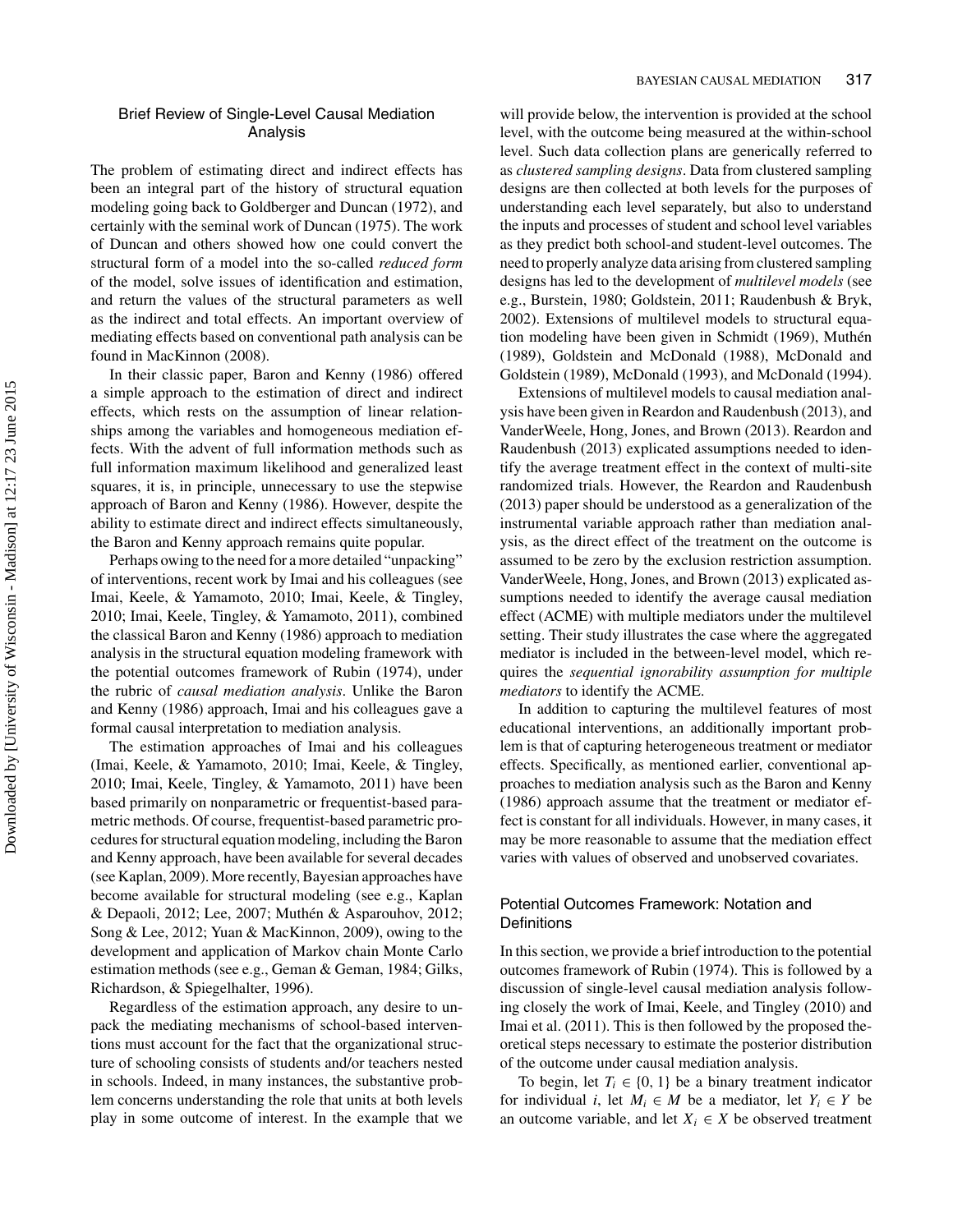## Brief Review of Single-Level Causal Mediation Analysis

The problem of estimating direct and indirect effects has been an integral part of the history of structural equation modeling going back to Goldberger and Duncan (1972), and certainly with the seminal work of Duncan (1975). The work of Duncan and others showed how one could convert the structural form of a model into the so-called *reduced form* of the model, solve issues of identification and estimation, and return the values of the structural parameters as well as the indirect and total effects. An important overview of mediating effects based on conventional path analysis can be found in MacKinnon (2008).

In their classic paper, Baron and Kenny (1986) offered a simple approach to the estimation of direct and indirect effects, which rests on the assumption of linear relationships among the variables and homogeneous mediation effects. With the advent of full information methods such as full information maximum likelihood and generalized least squares, it is, in principle, unnecessary to use the stepwise approach of Baron and Kenny (1986). However, despite the ability to estimate direct and indirect effects simultaneously, the Baron and Kenny approach remains quite popular.

Perhaps owing to the need for a more detailed "unpacking" of interventions, recent work by Imai and his colleagues (see Imai, Keele, & Yamamoto, 2010; Imai, Keele, & Tingley, 2010; Imai, Keele, Tingley, & Yamamoto, 2011), combined the classical Baron and Kenny (1986) approach to mediation analysis in the structural equation modeling framework with the potential outcomes framework of Rubin (1974), under the rubric of *causal mediation analysis*. Unlike the Baron and Kenny (1986) approach, Imai and his colleagues gave a formal causal interpretation to mediation analysis.

The estimation approaches of Imai and his colleagues (Imai, Keele, & Yamamoto, 2010; Imai, Keele, & Tingley, 2010; Imai, Keele, Tingley, & Yamamoto, 2011) have been based primarily on nonparametric or frequentist-based parametric methods. Of course, frequentist-based parametric procedures for structural equation modeling, including the Baron and Kenny approach, have been available for several decades (see Kaplan, 2009). More recently, Bayesian approaches have become available for structural modeling (see e.g., Kaplan & Depaoli, 2012; Lee, 2007; Muthén & Asparouhov, 2012; Song & Lee, 2012; Yuan & MacKinnon, 2009), owing to the development and application of Markov chain Monte Carlo estimation methods (see e.g., Geman & Geman, 1984; Gilks, Richardson, & Spiegelhalter, 1996).

Regardless of the estimation approach, any desire to unpack the mediating mechanisms of school-based interventions must account for the fact that the organizational structure of schooling consists of students and/or teachers nested in schools. Indeed, in many instances, the substantive problem concerns understanding the role that units at both levels play in some outcome of interest. In the example that we will provide below, the intervention is provided at the school level, with the outcome being measured at the within-school level. Such data collection plans are generically referred to as *clustered sampling designs*. Data from clustered sampling designs are then collected at both levels for the purposes of understanding each level separately, but also to understand the inputs and processes of student and school level variables as they predict both school-and student-level outcomes. The need to properly analyze data arising from clustered sampling designs has led to the development of *multilevel models* (see e.g., Burstein, 1980; Goldstein, 2011; Raudenbush & Bryk, 2002). Extensions of multilevel models to structural equation modeling have been given in Schmidt (1969), Muthén (1989), Goldstein and McDonald (1988), McDonald and Goldstein (1989), McDonald (1993), and McDonald (1994).

Extensions of multilevel models to causal mediation analysis have been given in Reardon and Raudenbush (2013), and VanderWeele, Hong, Jones, and Brown (2013). Reardon and Raudenbush (2013) explicated assumptions needed to identify the average treatment effect in the context of multi-site randomized trials. However, the Reardon and Raudenbush (2013) paper should be understood as a generalization of the instrumental variable approach rather than mediation analysis, as the direct effect of the treatment on the outcome is assumed to be zero by the exclusion restriction assumption. VanderWeele, Hong, Jones, and Brown (2013) explicated assumptions needed to identify the average causal mediation effect (ACME) with multiple mediators under the multilevel setting. Their study illustrates the case where the aggregated mediator is included in the between-level model, which requires the *sequential ignorability assumption for multiple mediators* to identify the ACME.

In addition to capturing the multilevel features of most educational interventions, an additionally important problem is that of capturing heterogeneous treatment or mediator effects. Specifically, as mentioned earlier, conventional approaches to mediation analysis such as the Baron and Kenny (1986) approach assume that the treatment or mediator effect is constant for all individuals. However, in many cases, it may be more reasonable to assume that the mediation effect varies with values of observed and unobserved covariates.

## Potential Outcomes Framework: Notation and Definitions

In this section, we provide a brief introduction to the potential outcomes framework of Rubin (1974). This is followed by a discussion of single-level causal mediation analysis following closely the work of Imai, Keele, and Tingley (2010) and Imai et al. (2011). This is then followed by the proposed theoretical steps necessary to estimate the posterior distribution of the outcome under causal mediation analysis.

To begin, let $T_i \in \{0, 1\}$ be a binary treatment indicator for individual $i$, let $M_i \in M$ be a mediator, let $Y_i \in Y$ be an outcome variable, and let $X_i \in X$ be observed treatment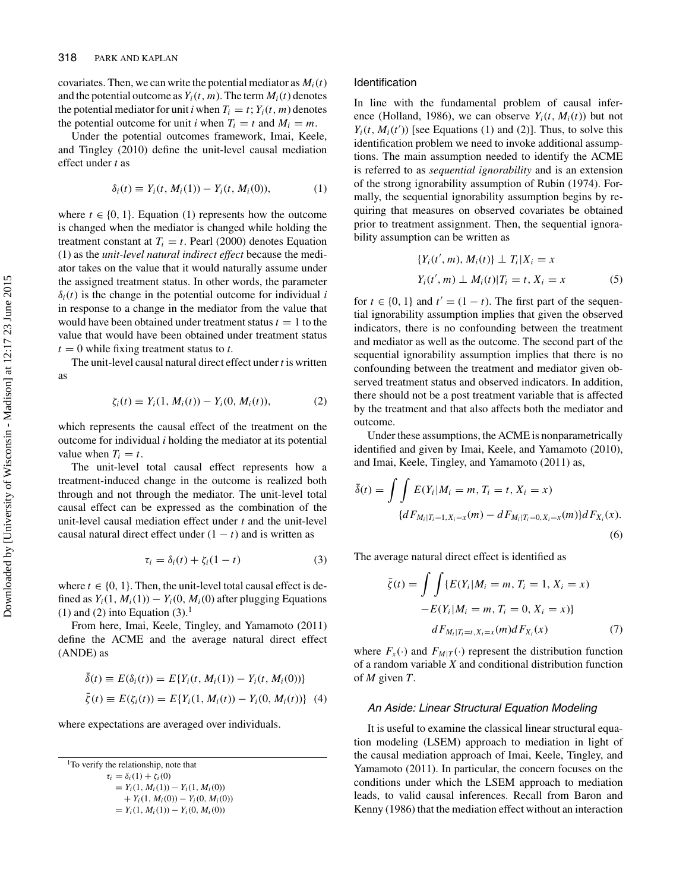covariates. Then, we can write the potential mediator as $M_i(t)$ and the potential outcome as $Y_i(t, m)$. The term $M_i(t)$ denotes the potential mediator for unit $i$ when $T_i = t$; $Y_i(t, m)$ denotes the potential outcome for unit $i$ when $T_i = t$ and $M_i = m$.

Under the potential outcomes framework, Imai, Keele, and Tingley (2010) define the unit-level causal mediation effect under $t$ as

$$\delta_i(t) \equiv Y_i(t, M_i(1)) - Y_i(t, M_i(0)), \tag{1}$$

where $t \in \{0, 1\}$. Equation (1) represents how the outcome is changed when the mediator is changed while holding the treatment constant at $T_i = t$. Pearl (2000) denotes Equation (1) as the *unit-level natural indirect effect* because the mediator takes on the value that it would naturally assume under the assigned treatment status. In other words, the parameter $\delta_i(t)$ is the change in the potential outcome for individual $i$ in response to a change in the mediator from the value that would have been obtained under treatment status $t = 1$ to the value that would have been obtained under treatment status $t = 0$ while fixing treatment status to $t$.

The unit-level causal natural direct effect under $t$ is written as

$$\zeta_i(t) \equiv Y_i(1, M_i(t)) - Y_i(0, M_i(t)), \tag{2}$$

which represents the causal effect of the treatment on the outcome for individual $i$ holding the mediator at its potential value when $T_i = t$.

The unit-level total causal effect represents how a treatment-induced change in the outcome is realized both through and not through the mediator. The unit-level total causal effect can be expressed as the combination of the unit-level causal mediation effect under $t$ and the unit-level causal natural direct effect under $(1 - t)$ and is written as

$$\tau_i = \delta_i(t) + \zeta_i(1 - t) \tag{3}$$

where $t \in \{0, 1\}$. Then, the unit-level total causal effect is defined as $Y_i(1, M_i(1)) - Y_i(0, M_i(0)$ after plugging Equations (1) and (2) into Equation (3).[1]

From here, Imai, Keele, Tingley, and Yamamoto (2011) define the ACME and the average natural direct effect (ANDE) as

$$\begin{aligned}\bar{\delta}(t) &\equiv E(\delta_i(t)) = E\{Y_i(t, M_i(1)) - Y_i(t, M_i(0))\} \\ \bar{\zeta}(t) &\equiv E(\zeta_i(t)) = E\{Y_i(1, M_i(t)) - Y_i(0, M_i(t))\}\end{aligned} \tag{4}$$

where expectations are averaged over individuals.

[1]To verify the relationship, note that

$$\begin{aligned}\tau_i &= \delta_i(1) + \zeta_i(0) \\ &= Y_i(1, M_i(1)) - Y_i(1, M_i(0)) \\ &\quad + Y_i(1, M_i(0)) - Y_i(0, M_i(0)) \\ &= Y_i(1, M_i(1)) - Y_i(0, M_i(0))\end{aligned}$$

## Identification

In line with the fundamental problem of causal inference (Holland, 1986), we can observe $Y_i(t, M_i(t))$ but not $Y_i(t, M_i(t'))$ [see Equations (1) and (2)]. Thus, to solve this identification problem we need to invoke additional assumptions. The main assumption needed to identify the ACME is referred to as *sequential ignorability* and is an extension of the strong ignorability assumption of Rubin (1974). Formally, the sequential ignorability assumption begins by requiring that measures on observed covariates be obtained prior to treatment assignment. Then, the sequential ignorability assumption can be written as

$$\begin{aligned}\{Y_i(t', m), M_i(t)\} &\perp T_i | X_i = x \\ Y_i(t', m) &\perp M_i(t) | T_i = t, X_i = x\end{aligned} \tag{5}$$

for $t \in \{0, 1\}$ and $t' = (1 - t)$. The first part of the sequential ignorability assumption implies that given the observed indicators, there is no confounding between the treatment and mediator as well as the outcome. The second part of the sequential ignorability assumption implies that there is no confounding between the treatment and mediator given observed treatment status and observed indicators. In addition, there should not be a post treatment variable that is affected by the treatment and that also affects both the mediator and outcome.

Under these assumptions, the ACME is nonparametrically identified and given by Imai, Keele, and Yamamoto (2010), and Imai, Keele, Tingley, and Yamamoto (2011) as,

$$\begin{aligned}\bar{\delta}(t) = \int\int E(Y_i | M_i = m, T_i = t, X_i = x) \\ \{dF_{M_i|T_i=1, X_i=x}(m) - dF_{M_i|T_i=0, X_i=x}(m)\} dF_{X_i}(x).\end{aligned} \tag{6}$$

The average natural direct effect is identified as

$$\begin{aligned}\bar{\zeta}(t) = \int\int \{E(Y_i | M_i = m, T_i = 1, X_i = x) \\ - E(Y_i | M_i = m, T_i = 0, X_i = x)\} \\ dF_{M_i|T_i=t, X_i=x}(m) dF_{X_i}(x)\end{aligned} \tag{7}$$

where $F_x(\cdot)$ and $F_{M|T}(\cdot)$ represent the distribution function of a random variable $X$ and conditional distribution function of $M$ given $T$.

### An Aside: Linear Structural Equation Modeling

It is useful to examine the classical linear structural equation modeling (LSEM) approach to mediation in light of the causal mediation approach of Imai, Keele, Tingley, and Yamamoto (2011). In particular, the concern focuses on the conditions under which the LSEM approach to mediation leads, to valid causal inferences. Recall from Baron and Kenny (1986) that the mediation effect without an interaction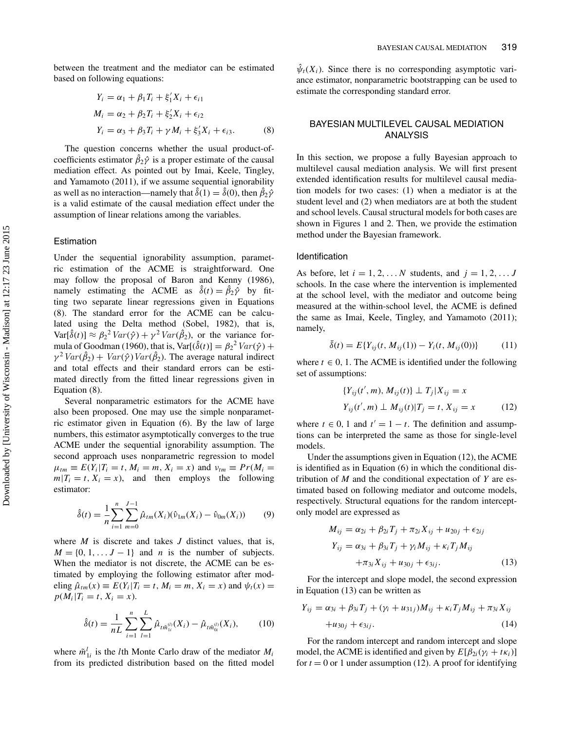between the treatment and the mediator can be estimated based on following equations:

$$
\begin{aligned}
Y_i &= \alpha_1 + \beta_1 T_i + \xi_1' X_i + \epsilon_{i1} \\
M_i &= \alpha_2 + \beta_2 T_i + \xi_2' X_i + \epsilon_{i2} \\
Y_i &= \alpha_3 + \beta_3 T_i + \gamma M_i + \xi_3' X_i + \epsilon_{i3}.
\end{aligned} \tag{8}
$$

The question concerns whether the usual product-of-coefficients estimator $\hat{\beta}_2 \hat{\gamma}$ is a proper estimate of the causal mediation effect. As pointed out by Imai, Keele, Tingley, and Yamamoto (2011), if we assume sequential ignorability as well as no interaction—namely that $\hat{\delta}(1) = \hat{\delta}(0)$, then $\hat{\beta}_2 \hat{\gamma}$ is a valid estimate of the causal mediation effect under the assumption of linear relations among the variables.

### Estimation

Under the sequential ignorability assumption, parametric estimation of the ACME is straightforward. One may follow the proposal of Baron and Kenny (1986), namely estimating the ACME as $\hat{\delta}(t) = \hat{\beta}_2 \hat{\gamma}$ by fitting two separate linear regressions given in Equations (8). The standard error for the ACME can be calculated using the Delta method (Sobel, 1982), that is, $\text{Var}[\hat{\delta}(t)] \approx \beta_2^2 Var(\hat{\gamma}) + \gamma^2 Var(\hat{\beta}_2)$, or the variance formula of Goodman (1960), that is, $\text{Var}[(\hat{\delta}(t)] = \beta_2^2 Var(\hat{\gamma}) + \gamma^2 Var(\hat{\beta}_2) + Var(\hat{\gamma}) Var(\hat{\beta}_2)$. The average natural indirect and total effects and their standard errors can be estimated directly from the fitted linear regressions given in Equation (8).

Several nonparametric estimators for the ACME have also been proposed. One may use the simple nonparametric estimator given in Equation (6). By the law of large numbers, this estimator asymptotically converges to the true ACME under the sequential ignorability assumption. The second approach uses nonparametric regression to model $\mu_{tm} \equiv E(Y_i | T_i = t, M_i = m, X_i = x)$ and $\nu_{tm} \equiv Pr(M_i = m | T_i = t, X_i = x)$, and then employs the following estimator:

$$
\hat{\delta}(t) = \frac{1}{n} \sum_{i=1}^{n} \sum_{m=0}^{J-1} \hat{\mu}_{tm}(X_i)(\hat{\nu}_{1m}(X_i) - \hat{\nu}_{0m}(X_i)) \tag{9}
$$

where $M$ is discrete and takes $J$ distinct values, that is, $M = \{0, 1, \ldots J - 1\}$ and $n$ is the number of subjects. When the mediator is not discrete, the ACME can be estimated by employing the following estimator after modeling $\hat{\mu}_{tm}(x) \equiv E(Y_i | T_i = t, M_i = m, X_i = x)$ and $\psi_t(x) = p(M_i | T_i = t, X_i = x)$.

$$
\hat{\delta}(t) = \frac{1}{nL} \sum_{i=1}^{n} \sum_{l=1}^{L} \hat{\mu}_{t\tilde{m}_{1i}^{(l)}}(X_i) - \hat{\mu}_{t\tilde{m}_{0i}^{(l)}}(X_i), \tag{10}
$$

where $\tilde{m}_{1i}^{l}$ is the $l$th Monte Carlo draw of the mediator $M_i$ from its predicted distribution based on the fitted model $\hat{\psi}_t(X_i)$. Since there is no corresponding asymptotic variance estimator, nonparametric bootstrapping can be used to estimate the corresponding standard error.

## BAYESIAN MULTILEVEL CAUSAL MEDIATION ANALYSIS

In this section, we propose a fully Bayesian approach to multilevel causal mediation analysis. We will first present extended identification results for multilevel causal mediation models for two cases: (1) when a mediator is at the student level and (2) when mediators are at both the student and school levels. Causal structural models for both cases are shown in Figures 1 and 2. Then, we provide the estimation method under the Bayesian framework.

### Identification

As before, let $i = 1, 2, \ldots N$ students, and $j = 1, 2, \ldots J$ schools. In the case where the intervention is implemented at the school level, with the mediator and outcome being measured at the within-school level, the ACME is defined the same as Imai, Keele, Tingley, and Yamamoto (2011); namely,

$$
\bar{\delta}(t) = E\{Y_{ij}(t, M_{ij}(1)) - Y_i(t, M_{ij}(0))\} \tag{11}
$$

where $t \in 0, 1$. The ACME is identified under the following set of assumptions:

$$
\begin{aligned}
\{Y_{ij}(t', m), M_{ij}(t)\} &\perp T_j | X_{ij} = x \\
Y_{ij}(t', m) &\perp M_{ij}(t) | T_j = t, X_{ij} = x
\end{aligned} \tag{12}
$$

where $t \in 0, 1$ and $t' = 1 - t$. The definition and assumptions can be interpreted the same as those for single-level models.

Under the assumptions given in Equation (12), the ACME is identified as in Equation (6) in which the conditional distribution of $M$ and the conditional expectation of $Y$ are estimated based on following mediator and outcome models, respectively. Structural equations for the random intercept-only model are expressed as

$$
\begin{aligned}
M_{ij} &= \alpha_{2i} + \beta_{2i} T_j + \pi_{2i} X_{ij} + u_{20j} + \epsilon_{2ij} \\
Y_{ij} &= \alpha_{3i} + \beta_{3i} T_j + \gamma_i M_{ij} + \kappa_i T_j M_{ij} \\
&\quad + \pi_{3i} X_{ij} + u_{30j} + \epsilon_{3ij}.
\end{aligned} \tag{13}
$$

For the intercept and slope model, the second expression in Equation (13) can be written as

$$
\begin{aligned}
Y_{ij} &= \alpha_{3i} + \beta_{3i} T_j + (\gamma_i + u_{31j}) M_{ij} + \kappa_i T_j M_{ij} + \pi_{3i} X_{ij} \\
&\quad + u_{30j} + \epsilon_{3ij}.
\end{aligned} \tag{14}
$$

For the random intercept and random intercept and slope model, the ACME is identified and given by $E[\beta_{2i}(\gamma_i + t\kappa_i)]$ for $t = 0$ or $1$ under assumption (12). A proof for identifying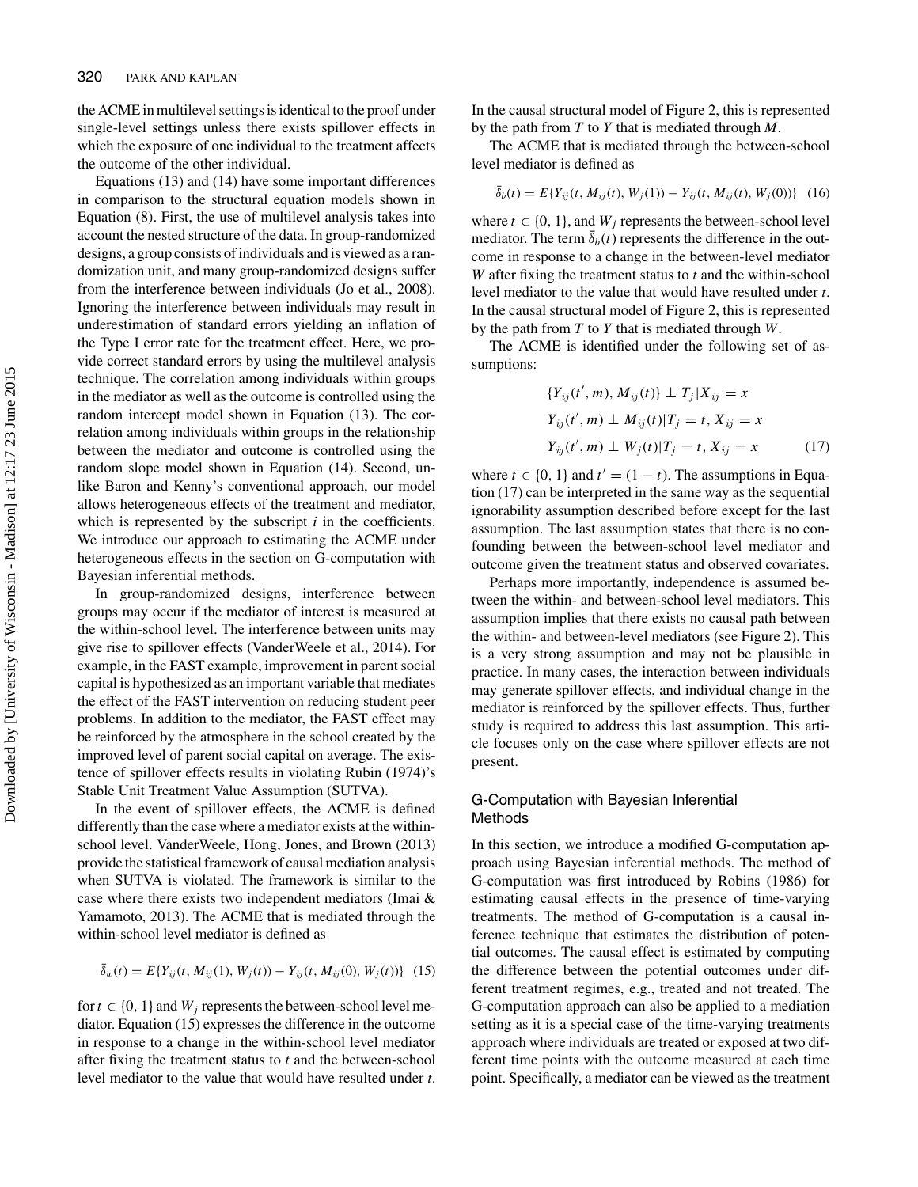the ACME in multilevel settings is identical to the proof under single-level settings unless there exists spillover effects in which the exposure of one individual to the treatment affects the outcome of the other individual.

Equations (13) and (14) have some important differences in comparison to the structural equation models shown in Equation (8). First, the use of multilevel analysis takes into account the nested structure of the data. In group-randomized designs, a group consists of individuals and is viewed as a randomization unit, and many group-randomized designs suffer from the interference between individuals (Jo et al., 2008). Ignoring the interference between individuals may result in underestimation of standard errors yielding an inflation of the Type I error rate for the treatment effect. Here, we provide correct standard errors by using the multilevel analysis technique. The correlation among individuals within groups in the mediator as well as the outcome is controlled using the random intercept model shown in Equation (13). The correlation among individuals within groups in the relationship between the mediator and outcome is controlled using the random slope model shown in Equation (14). Second, unlike Baron and Kenny's conventional approach, our model allows heterogeneous effects of the treatment and mediator, which is represented by the subscript $i$ in the coefficients. We introduce our approach to estimating the ACME under heterogeneous effects in the section on G-computation with Bayesian inferential methods.

In group-randomized designs, interference between groups may occur if the mediator of interest is measured at the within-school level. The interference between units may give rise to spillover effects (VanderWeele et al., 2014). For example, in the FAST example, improvement in parent social capital is hypothesized as an important variable that mediates the effect of the FAST intervention on reducing student peer problems. In addition to the mediator, the FAST effect may be reinforced by the atmosphere in the school created by the improved level of parent social capital on average. The existence of spillover effects results in violating Rubin (1974)'s Stable Unit Treatment Value Assumption (SUTVA).

In the event of spillover effects, the ACME is defined differently than the case where a mediator exists at the within-school level. VanderWeele, Hong, Jones, and Brown (2013) provide the statistical framework of causal mediation analysis when SUTVA is violated. The framework is similar to the case where there exists two independent mediators (Imai & Yamamoto, 2013). The ACME that is mediated through the within-school level mediator is defined as

$$\bar{\delta}_w(t) = E\{Y_{ij}(t, M_{ij}(1), W_j(t)) - Y_{ij}(t, M_{ij}(0), W_j(t))\} \quad (15)$$

for $t \in \{0, 1\}$ and $W_j$ represents the between-school level mediator. Equation (15) expresses the difference in the outcome in response to a change in the within-school level mediator after fixing the treatment status to $t$ and the between-school level mediator to the value that would have resulted under $t$. In the causal structural model of Figure 2, this is represented by the path from $T$ to $Y$ that is mediated through $M$.

The ACME that is mediated through the between-school level mediator is defined as

$$\bar{\delta}_b(t) = E\{Y_{ij}(t, M_{ij}(t), W_j(1)) - Y_{ij}(t, M_{ij}(t), W_j(0))\} \quad (16)$$

where $t \in \{0, 1\}$, and $W_j$ represents the between-school level mediator. The term $\bar{\delta}_b(t)$ represents the difference in the outcome in response to a change in the between-level mediator $W$ after fixing the treatment status to $t$ and the within-school level mediator to the value that would have resulted under $t$. In the causal structural model of Figure 2, this is represented by the path from $T$ to $Y$ that is mediated through $W$.

The ACME is identified under the following set of assumptions:

$$\begin{aligned} &\{Y_{ij}(t', m), M_{ij}(t)\} \perp T_j | X_{ij} = x \\ &Y_{ij}(t', m) \perp M_{ij}(t) | T_j = t, X_{ij} = x \\ &Y_{ij}(t', m) \perp W_j(t) | T_j = t, X_{ij} = x \end{aligned} \quad (17)$$

where $t \in \{0, 1\}$ and $t' = (1 - t)$. The assumptions in Equation (17) can be interpreted in the same way as the sequential ignorability assumption described before except for the last assumption. The last assumption states that there is no confounding between the between-school level mediator and outcome given the treatment status and observed covariates.

Perhaps more importantly, independence is assumed between the within- and between-school level mediators. This assumption implies that there exists no causal path between the within- and between-level mediators (see Figure 2). This is a very strong assumption and may not be plausible in practice. In many cases, the interaction between individuals may generate spillover effects, and individual change in the mediator is reinforced by the spillover effects. Thus, further study is required to address this last assumption. This article focuses only on the case where spillover effects are not present.

## G-Computation with Bayesian Inferential Methods

In this section, we introduce a modified G-computation approach using Bayesian inferential methods. The method of G-computation was first introduced by Robins (1986) for estimating causal effects in the presence of time-varying treatments. The method of G-computation is a causal inference technique that estimates the distribution of potential outcomes. The causal effect is estimated by computing the difference between the potential outcomes under different treatment regimes, e.g., treated and not treated. The G-computation approach can also be applied to a mediation setting as it is a special case of the time-varying treatments approach where individuals are treated or exposed at two different time points with the outcome measured at each time point. Specifically, a mediator can be viewed as the treatment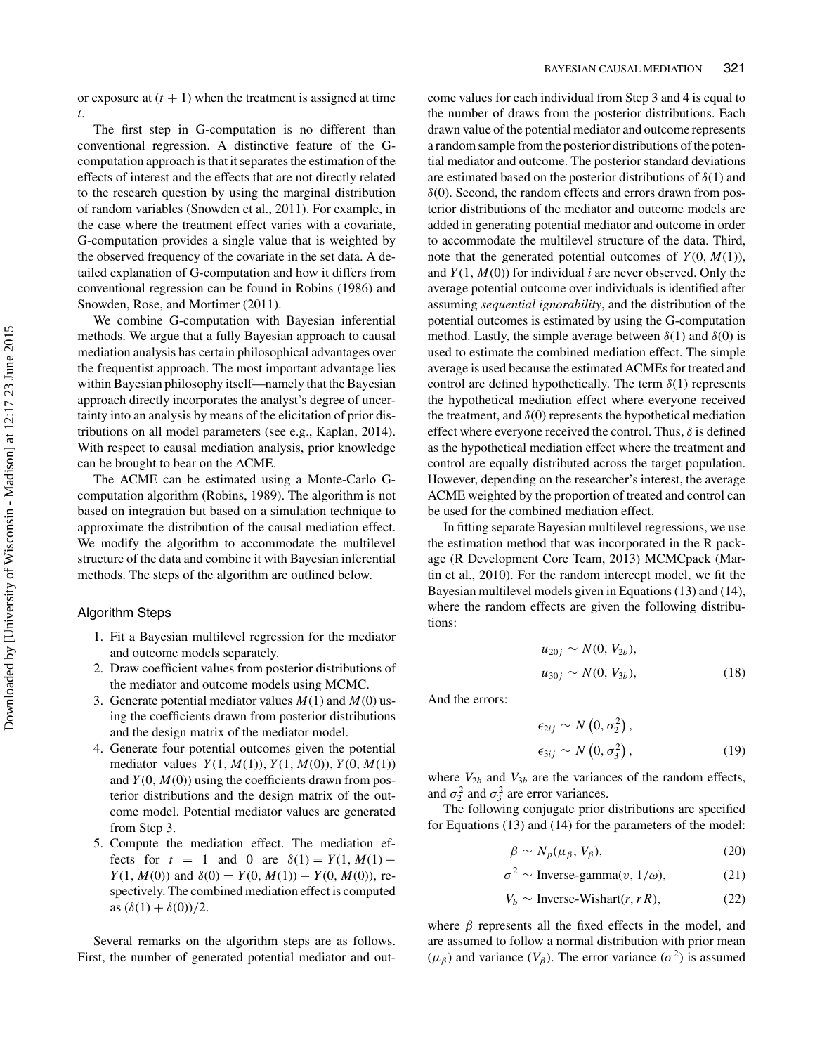or exposure at $(t + 1)$ when the treatment is assigned at time $t$.

The first step in G-computation is no different than conventional regression. A distinctive feature of the G-computation approach is that it separates the estimation of the effects of interest and the effects that are not directly related to the research question by using the marginal distribution of random variables (Snowden et al., 2011). For example, in the case where the treatment effect varies with a covariate, G-computation provides a single value that is weighted by the observed frequency of the covariate in the set data. A detailed explanation of G-computation and how it differs from conventional regression can be found in Robins (1986) and Snowden, Rose, and Mortimer (2011).

We combine G-computation with Bayesian inferential methods. We argue that a fully Bayesian approach to causal mediation analysis has certain philosophical advantages over the frequentist approach. The most important advantage lies within Bayesian philosophy itself—namely that the Bayesian approach directly incorporates the analyst's degree of uncertainty into an analysis by means of the elicitation of prior distributions on all model parameters (see e.g., Kaplan, 2014). With respect to causal mediation analysis, prior knowledge can be brought to bear on the ACME.

The ACME can be estimated using a Monte-Carlo G-computation algorithm (Robins, 1989). The algorithm is not based on integration but based on a simulation technique to approximate the distribution of the causal mediation effect. We modify the algorithm to accommodate the multilevel structure of the data and combine it with Bayesian inferential methods. The steps of the algorithm are outlined below.

### Algorithm Steps

1. Fit a Bayesian multilevel regression for the mediator and outcome models separately.
2. Draw coefficient values from posterior distributions of the mediator and outcome models using MCMC.
3. Generate potential mediator values $M(1)$ and $M(0)$ using the coefficients drawn from posterior distributions and the design matrix of the mediator model.
4. Generate four potential outcomes given the potential mediator values $Y(1, M(1))$, $Y(1, M(0))$, $Y(0, M(1))$ and $Y(0, M(0))$ using the coefficients drawn from posterior distributions and the design matrix of the outcome model. Potential mediator values are generated from Step 3.
5. Compute the mediation effect. The mediation effects for $t = 1$ and 0 are $\delta(1) = Y(1, M(1) - Y(1, M(0))$ and $\delta(0) = Y(0, M(1)) - Y(0, M(0))$, respectively. The combined mediation effect is computed as $(\delta(1) + \delta(0))/2$.

Several remarks on the algorithm steps are as follows. First, the number of generated potential mediator and outcome values for each individual from Step 3 and 4 is equal to the number of draws from the posterior distributions. Each drawn value of the potential mediator and outcome represents a random sample from the posterior distributions of the potential mediator and outcome. The posterior standard deviations are estimated based on the posterior distributions of $\delta(1)$ and $\delta(0)$. Second, the random effects and errors drawn from posterior distributions of the mediator and outcome models are added in generating potential mediator and outcome in order to accommodate the multilevel structure of the data. Third, note that the generated potential outcomes of $Y(0, M(1))$, and $Y(1, M(0))$ for individual $i$ are never observed. Only the average potential outcome over individuals is identified after assuming *sequential ignorability*, and the distribution of the potential outcomes is estimated by using the G-computation method. Lastly, the simple average between $\delta(1)$ and $\delta(0)$ is used to estimate the combined mediation effect. The simple average is used because the estimated ACMEs for treated and control are defined hypothetically. The term $\delta(1)$ represents the hypothetical mediation effect where everyone received the treatment, and $\delta(0)$ represents the hypothetical mediation effect where everyone received the control. Thus, $\delta$ is defined as the hypothetical mediation effect where the treatment and control are equally distributed across the target population. However, depending on the researcher's interest, the average ACME weighted by the proportion of treated and control can be used for the combined mediation effect.

In fitting separate Bayesian multilevel regressions, we use the estimation method that was incorporated in the R package (R Development Core Team, 2013) MCMCpack (Martin et al., 2010). For the random intercept model, we fit the Bayesian multilevel models given in Equations (13) and (14), where the random effects are given the following distributions:

$$u_{20j} \sim N(0, V_{2b}),$$
$$u_{30j} \sim N(0, V_{3b}), \tag{18}$$

And the errors:

$$\epsilon_{2ij} \sim N\left(0, \sigma_2^2\right),$$
$$\epsilon_{3ij} \sim N\left(0, \sigma_3^2\right), \tag{19}$$

where $V_{2b}$ and $V_{3b}$ are the variances of the random effects, and $\sigma_2^2$ and $\sigma_3^2$ are error variances.

The following conjugate prior distributions are specified for Equations (13) and (14) for the parameters of the model:

$$\beta \sim N_p(\mu_\beta, V_\beta), \tag{20}$$

$$\sigma^2 \sim \text{Inverse-gamma}(\upsilon, 1/\omega), \tag{21}$$

$$V_b \sim \text{Inverse-Wishart}(r, rR), \tag{22}$$

where $\beta$ represents all the fixed effects in the model, and are assumed to follow a normal distribution with prior mean $(\mu_\beta)$ and variance $(V_\beta)$. The error variance $(\sigma^2)$ is assumed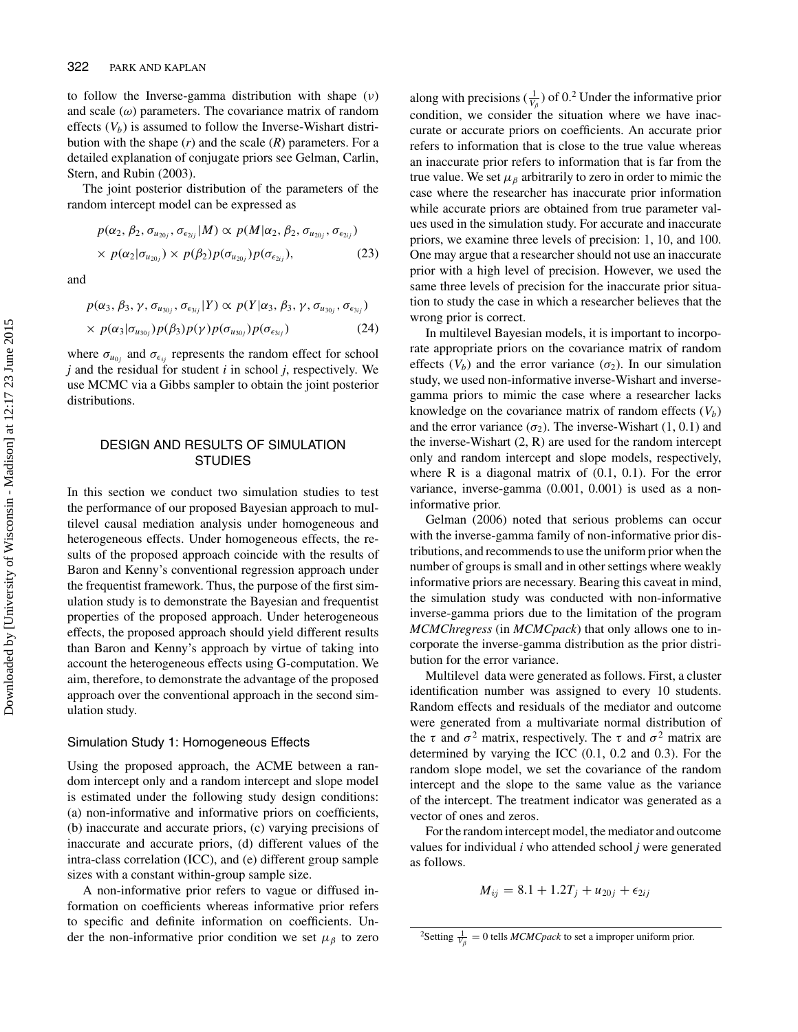to follow the Inverse-gamma distribution with shape ($\nu$) and scale ($\omega$) parameters. The covariance matrix of random effects ($V_b$) is assumed to follow the Inverse-Wishart distribution with the shape ($r$) and the scale ($R$) parameters. For a detailed explanation of conjugate priors see Gelman, Carlin, Stern, and Rubin (2003).

The joint posterior distribution of the parameters of the random intercept model can be expressed as

$$p(\alpha_2, \beta_2, \sigma_{u_{20j}}, \sigma_{\epsilon_{2ij}} | M) \propto p(M | \alpha_2, \beta_2, \sigma_{u_{20j}}, \sigma_{\epsilon_{2ij}}) \times p(\alpha_2 | \sigma_{u_{20j}}) \times p(\beta_2) p(\sigma_{u_{20j}}) p(\sigma_{\epsilon_{2ij}}), \tag{23}$$

and

$$p(\alpha_3, \beta_3, \gamma, \sigma_{u_{30j}}, \sigma_{\epsilon_{3ij}} | Y) \propto p(Y | \alpha_3, \beta_3, \gamma, \sigma_{u_{30j}}, \sigma_{\epsilon_{3ij}}) \times p(\alpha_3 | \sigma_{u_{30j}}) p(\beta_3) p(\gamma) p(\sigma_{u_{30j}}) p(\sigma_{\epsilon_{3ij}}) \tag{24}$$

where $\sigma_{u_{0j}}$ and $\sigma_{\epsilon_{ij}}$ represents the random effect for school $j$ and the residual for student $i$ in school $j$, respectively. We use MCMC via a Gibbs sampler to obtain the joint posterior distributions.

## DESIGN AND RESULTS OF SIMULATION STUDIES

In this section we conduct two simulation studies to test the performance of our proposed Bayesian approach to multilevel causal mediation analysis under homogeneous and heterogeneous effects. Under homogeneous effects, the results of the proposed approach coincide with the results of Baron and Kenny's conventional regression approach under the frequentist framework. Thus, the purpose of the first simulation study is to demonstrate the Bayesian and frequentist properties of the proposed approach. Under heterogeneous effects, the proposed approach should yield different results than Baron and Kenny's approach by virtue of taking into account the heterogeneous effects using G-computation. We aim, therefore, to demonstrate the advantage of the proposed approach over the conventional approach in the second simulation study.

### Simulation Study 1: Homogeneous Effects

Using the proposed approach, the ACME between a random intercept only and a random intercept and slope model is estimated under the following study design conditions: (a) non-informative and informative priors on coefficients, (b) inaccurate and accurate priors, (c) varying precisions of inaccurate and accurate priors, (d) different values of the intra-class correlation (ICC), and (e) different group sample sizes with a constant within-group sample size.

A non-informative prior refers to vague or diffused information on coefficients whereas informative prior refers to specific and definite information on coefficients. Under the non-informative prior condition we set $\mu_\beta$ to zero along with precisions ($\frac{1}{V_\beta}$) of 0.[2] Under the informative prior condition, we consider the situation where we have inaccurate or accurate priors on coefficients. An accurate prior refers to information that is close to the true value whereas an inaccurate prior refers to information that is far from the true value. We set $\mu_\beta$ arbitrarily to zero in order to mimic the case where the researcher has inaccurate prior information while accurate priors are obtained from true parameter values used in the simulation study. For accurate and inaccurate priors, we examine three levels of precision: 1, 10, and 100. One may argue that a researcher should not use an inaccurate prior with a high level of precision. However, we used the same three levels of precision for the inaccurate prior situation to study the case in which a researcher believes that the wrong prior is correct.

In multilevel Bayesian models, it is important to incorporate appropriate priors on the covariance matrix of random effects ($V_b$) and the error variance ($\sigma_2$). In our simulation study, we used non-informative inverse-Wishart and inverse-gamma priors to mimic the case where a researcher lacks knowledge on the covariance matrix of random effects ($V_b$) and the error variance ($\sigma_2$). The inverse-Wishart (1, 0.1) and the inverse-Wishart (2, R) are used for the random intercept only and random intercept and slope models, respectively, where R is a diagonal matrix of (0.1, 0.1). For the error variance, inverse-gamma (0.001, 0.001) is used as a non-informative prior.

Gelman (2006) noted that serious problems can occur with the inverse-gamma family of non-informative prior distributions, and recommends to use the uniform prior when the number of groups is small and in other settings where weakly informative priors are necessary. Bearing this caveat in mind, the simulation study was conducted with non-informative inverse-gamma priors due to the limitation of the program *MCMChregress* (in *MCMCpack*) that only allows one to incorporate the inverse-gamma distribution as the prior distribution for the error variance.

Multilevel data were generated as follows. First, a cluster identification number was assigned to every 10 students. Random effects and residuals of the mediator and outcome were generated from a multivariate normal distribution of the $\tau$ and $\sigma^2$ matrix, respectively. The $\tau$ and $\sigma^2$ matrix are determined by varying the ICC (0.1, 0.2 and 0.3). For the random slope model, we set the covariance of the random intercept and the slope to the same value as the variance of the intercept. The treatment indicator was generated as a vector of ones and zeros.

For the random intercept model, the mediator and outcome values for individual $i$ who attended school $j$ were generated as follows.

$$M_{ij} = 8.1 + 1.2T_j + u_{20j} + \epsilon_{2ij}$$

[2] Setting $\frac{1}{V_\beta} = 0$ tells *MCMCpack* to set a improper uniform prior.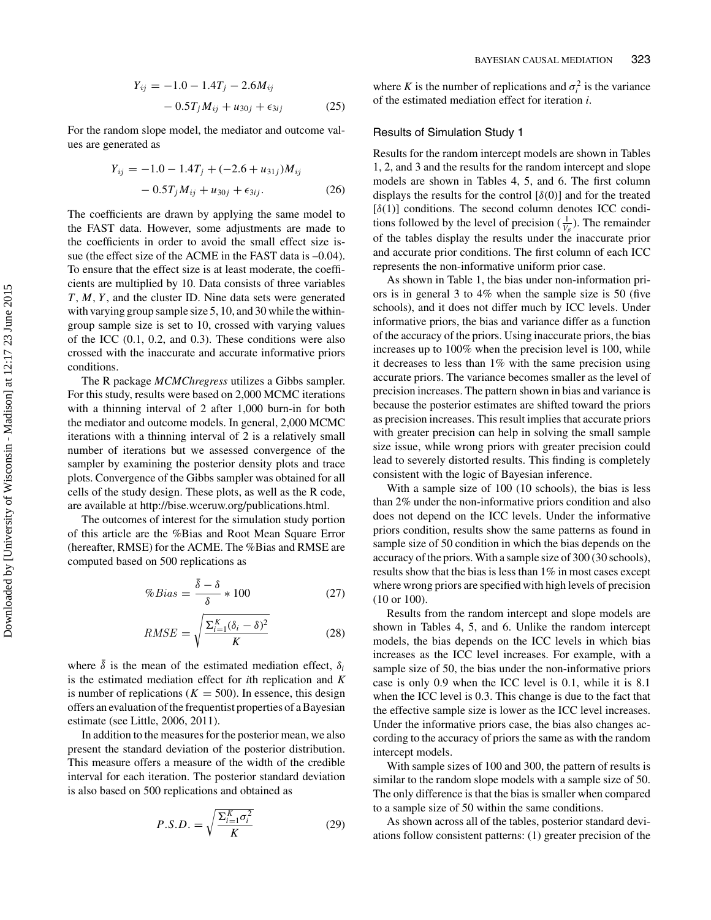$$Y_{ij} = -1.0 - 1.4T_j - 2.6M_{ij} - 0.5T_jM_{ij} + u_{30j} + \epsilon_{3ij} \quad (25)$$

For the random slope model, the mediator and outcome values are generated as

$$Y_{ij} = -1.0 - 1.4T_j + (-2.6 + u_{31j})M_{ij} - 0.5T_jM_{ij} + u_{30j} + \epsilon_{3ij}. \quad (26)$$

The coefficients are drawn by applying the same model to the FAST data. However, some adjustments are made to the coefficients in order to avoid the small effect size issue (the effect size of the ACME in the FAST data is –0.04). To ensure that the effect size is at least moderate, the coefficients are multiplied by 10. Data consists of three variables $T$, $M$, $Y$, and the cluster ID. Nine data sets were generated with varying group sample size 5, 10, and 30 while the within-group sample size is set to 10, crossed with varying values of the ICC (0.1, 0.2, and 0.3). These conditions were also crossed with the inaccurate and accurate informative priors conditions.

The R package *MCMChregress* utilizes a Gibbs sampler. For this study, results were based on 2,000 MCMC iterations with a thinning interval of 2 after 1,000 burn-in for both the mediator and outcome models. In general, 2,000 MCMC iterations with a thinning interval of 2 is a relatively small number of iterations but we assessed convergence of the sampler by examining the posterior density plots and trace plots. Convergence of the Gibbs sampler was obtained for all cells of the study design. These plots, as well as the R code, are available at http://bise.wceruw.org/publications.html.

The outcomes of interest for the simulation study portion of this article are the %Bias and Root Mean Square Error (hereafter, RMSE) for the ACME. The %Bias and RMSE are computed based on 500 replications as

$$\%Bias = \frac{\bar{\delta} - \delta}{\delta} * 100 \quad (27)$$

$$RMSE = \sqrt{\frac{\Sigma_{i=1}^{K}(\delta_i - \delta)^2}{K}} \quad (28)$$

where $\bar{\delta}$ is the mean of the estimated mediation effect, $\delta_i$ is the estimated mediation effect for $i$th replication and $K$ is number of replications ($K = 500$). In essence, this design offers an evaluation of the frequentist properties of a Bayesian estimate (see Little, 2006, 2011).

In addition to the measures for the posterior mean, we also present the standard deviation of the posterior distribution. This measure offers a measure of the width of the credible interval for each iteration. The posterior standard deviation is also based on 500 replications and obtained as

$$P.S.D. = \sqrt{\frac{\Sigma_{i=1}^{K}\sigma_i^2}{K}} \quad (29)$$

where $K$ is the number of replications and $\sigma_i^2$ is the variance of the estimated mediation effect for iteration $i$.

## Results of Simulation Study 1

Results for the random intercept models are shown in Tables 1, 2, and 3 and the results for the random intercept and slope models are shown in Tables 4, 5, and 6. The first column displays the results for the control [$\delta(0)$] and for the treated [$\delta(1)$] conditions. The second column denotes ICC conditions followed by the level of precision ($\frac{1}{V_\beta}$). The remainder of the tables display the results under the inaccurate prior and accurate prior conditions. The first column of each ICC represents the non-informative uniform prior case.

As shown in Table 1, the bias under non-information priors is in general 3 to 4% when the sample size is 50 (five schools), and it does not differ much by ICC levels. Under informative priors, the bias and variance differ as a function of the accuracy of the priors. Using inaccurate priors, the bias increases up to 100% when the precision level is 100, while it decreases to less than 1% with the same precision using accurate priors. The variance becomes smaller as the level of precision increases. The pattern shown in bias and variance is because the posterior estimates are shifted toward the priors as precision increases. This result implies that accurate priors with greater precision can help in solving the small sample size issue, while wrong priors with greater precision could lead to severely distorted results. This finding is completely consistent with the logic of Bayesian inference.

With a sample size of 100 (10 schools), the bias is less than 2% under the non-informative priors condition and also does not depend on the ICC levels. Under the informative priors condition, results show the same patterns as found in sample size of 50 condition in which the bias depends on the accuracy of the priors. With a sample size of 300 (30 schools), results show that the bias is less than 1% in most cases except where wrong priors are specified with high levels of precision (10 or 100).

Results from the random intercept and slope models are shown in Tables 4, 5, and 6. Unlike the random intercept models, the bias depends on the ICC levels in which bias increases as the ICC level increases. For example, with a sample size of 50, the bias under the non-informative priors case is only 0.9 when the ICC level is 0.1, while it is 8.1 when the ICC level is 0.3. This change is due to the fact that the effective sample size is lower as the ICC level increases. Under the informative priors case, the bias also changes according to the accuracy of priors the same as with the random intercept models.

With sample sizes of 100 and 300, the pattern of results is similar to the random slope models with a sample size of 50. The only difference is that the bias is smaller when compared to a sample size of 50 within the same conditions.

As shown across all of the tables, posterior standard deviations follow consistent patterns: (1) greater precision of the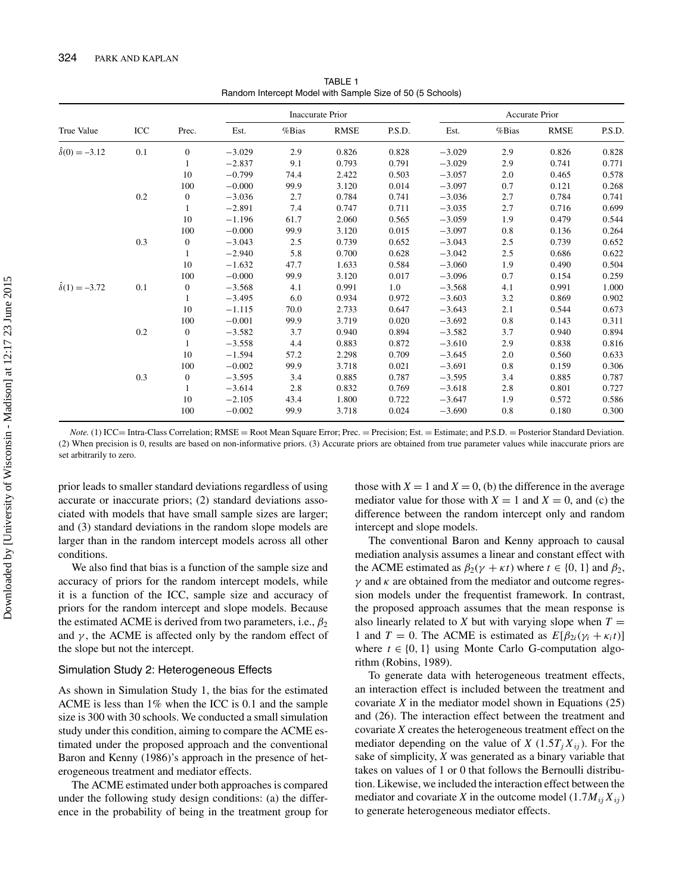TABLE 1
Random Intercept Model with Sample Size of 50 (5 Schools)

| True Value | ICC | Prec. | Inaccurate Prior | | | | Accurate Prior | | | |
|---|---|---|---|---|---|---|---|---|---|---|
| | | | Est. | %Bias | RMSE | P.S.D. | Est. | %Bias | RMSE | P.S.D. |
| $\hat{\delta}(0) = -3.12$ | 0.1 | 0 | −3.029 | 2.9 | 0.826 | 0.828 | −3.029 | 2.9 | 0.826 | 0.828 |
| | | 1 | −2.837 | 9.1 | 0.793 | 0.791 | −3.029 | 2.9 | 0.741 | 0.771 |
| | | 10 | −0.799 | 74.4 | 2.422 | 0.503 | −3.057 | 2.0 | 0.465 | 0.578 |
| | | 100 | −0.000 | 99.9 | 3.120 | 0.014 | −3.097 | 0.7 | 0.121 | 0.268 |
| | 0.2 | 0 | −3.036 | 2.7 | 0.784 | 0.741 | −3.036 | 2.7 | 0.784 | 0.741 |
| | | 1 | −2.891 | 7.4 | 0.747 | 0.711 | −3.035 | 2.7 | 0.716 | 0.699 |
| | | 10 | −1.196 | 61.7 | 2.060 | 0.565 | −3.059 | 1.9 | 0.479 | 0.544 |
| | | 100 | −0.000 | 99.9 | 3.120 | 0.015 | −3.097 | 0.8 | 0.136 | 0.264 |
| | 0.3 | 0 | −3.043 | 2.5 | 0.739 | 0.652 | −3.043 | 2.5 | 0.739 | 0.652 |
| | | 1 | −2.940 | 5.8 | 0.700 | 0.628 | −3.042 | 2.5 | 0.686 | 0.622 |
| | | 10 | −1.632 | 47.7 | 1.633 | 0.584 | −3.060 | 1.9 | 0.490 | 0.504 |
| | | 100 | −0.000 | 99.9 | 3.120 | 0.017 | −3.096 | 0.7 | 0.154 | 0.259 |
| $\hat{\delta}(1) = -3.72$ | 0.1 | 0 | −3.568 | 4.1 | 0.991 | 1.0 | −3.568 | 4.1 | 0.991 | 1.000 |
| | | 1 | −3.495 | 6.0 | 0.934 | 0.972 | −3.603 | 3.2 | 0.869 | 0.902 |
| | | 10 | −1.115 | 70.0 | 2.733 | 0.647 | −3.643 | 2.1 | 0.544 | 0.673 |
| | | 100 | −0.001 | 99.9 | 3.719 | 0.020 | −3.692 | 0.8 | 0.143 | 0.311 |
| | 0.2 | 0 | −3.582 | 3.7 | 0.940 | 0.894 | −3.582 | 3.7 | 0.940 | 0.894 |
| | | 1 | −3.558 | 4.4 | 0.883 | 0.872 | −3.610 | 2.9 | 0.838 | 0.816 |
| | | 10 | −1.594 | 57.2 | 2.298 | 0.709 | −3.645 | 2.0 | 0.560 | 0.633 |
| | | 100 | −0.002 | 99.9 | 3.718 | 0.021 | −3.691 | 0.8 | 0.159 | 0.306 |
| | 0.3 | 0 | −3.595 | 3.4 | 0.885 | 0.787 | −3.595 | 3.4 | 0.885 | 0.787 |
| | | 1 | −3.614 | 2.8 | 0.832 | 0.769 | −3.618 | 2.8 | 0.801 | 0.727 |
| | | 10 | −2.105 | 43.4 | 1.800 | 0.722 | −3.647 | 1.9 | 0.572 | 0.586 |
| | | 100 | −0.002 | 99.9 | 3.718 | 0.024 | −3.690 | 0.8 | 0.180 | 0.300 |

*Note.* (1) ICC= Intra-Class Correlation; RMSE = Root Mean Square Error; Prec. = Precision; Est. = Estimate; and P.S.D. = Posterior Standard Deviation. (2) When precision is 0, results are based on non-informative priors. (3) Accurate priors are obtained from true parameter values while inaccurate priors are set arbitrarily to zero.

prior leads to smaller standard deviations regardless of using accurate or inaccurate priors; (2) standard deviations associated with models that have small sample sizes are larger; and (3) standard deviations in the random slope models are larger than in the random intercept models across all other conditions.

We also find that bias is a function of the sample size and accuracy of priors for the random intercept models, while it is a function of the ICC, sample size and accuracy of priors for the random intercept and slope models. Because the estimated ACME is derived from two parameters, i.e., $\beta_2$ and $\gamma$, the ACME is affected only by the random effect of the slope but not the intercept.

### Simulation Study 2: Heterogeneous Effects

As shown in Simulation Study 1, the bias for the estimated ACME is less than 1% when the ICC is 0.1 and the sample size is 300 with 30 schools. We conducted a small simulation study under this condition, aiming to compare the ACME estimated under the proposed approach and the conventional Baron and Kenny (1986)'s approach in the presence of heterogeneous treatment and mediator effects.

The ACME estimated under both approaches is compared under the following study design conditions: (a) the difference in the probability of being in the treatment group for those with $X = 1$ and $X = 0$, (b) the difference in the average mediator value for those with $X = 1$ and $X = 0$, and (c) the difference between the random intercept only and random intercept and slope models.

The conventional Baron and Kenny approach to causal mediation analysis assumes a linear and constant effect with the ACME estimated as $\beta_2(\gamma + \kappa t)$ where $t \in \{0, 1\}$ and $\beta_2$, $\gamma$ and $\kappa$ are obtained from the mediator and outcome regression models under the frequentist framework. In contrast, the proposed approach assumes that the mean response is also linearly related to $X$ but with varying slope when $T = 1$ and $T = 0$. The ACME is estimated as $E[\beta_{2i}(\gamma_i + \kappa_i t)]$ where $t \in \{0, 1\}$ using Monte Carlo G-computation algorithm (Robins, 1989).

To generate data with heterogeneous treatment effects, an interaction effect is included between the treatment and covariate $X$ in the mediator model shown in Equations (25) and (26). The interaction effect between the treatment and covariate $X$ creates the heterogeneous treatment effect on the mediator depending on the value of $X$ ($1.5T_j X_{ij}$). For the sake of simplicity, $X$ was generated as a binary variable that takes on values of 1 or 0 that follows the Bernoulli distribution. Likewise, we included the interaction effect between the mediator and covariate $X$ in the outcome model ($1.7M_{ij} X_{ij}$) to generate heterogeneous mediator effects.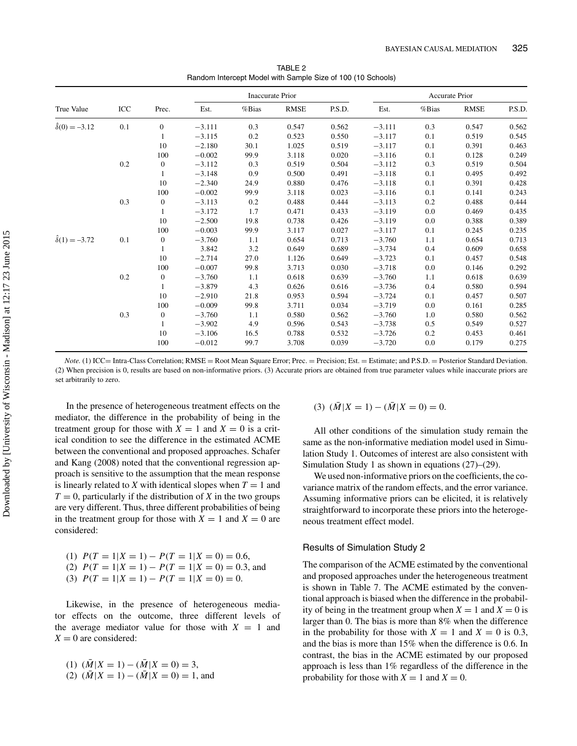TABLE 2
Random Intercept Model with Sample Size of 100 (10 Schools)

| True Value | ICC | Prec. | Inaccurate Prior | | | | Accurate Prior | | | |
|---|---|---|---|---|---|---|---|---|---|---|
| | | | Est. | %Bias | RMSE | P.S.D. | Est. | %Bias | RMSE | P.S.D. |
| $\hat{\delta}(0) = -3.12$ | 0.1 | 0 | −3.111 | 0.3 | 0.547 | 0.562 | −3.111 | 0.3 | 0.547 | 0.562 |
| | | 1 | −3.115 | 0.2 | 0.523 | 0.550 | −3.117 | 0.1 | 0.519 | 0.545 |
| | | 10 | −2.180 | 30.1 | 1.025 | 0.519 | −3.117 | 0.1 | 0.391 | 0.463 |
| | | 100 | −0.002 | 99.9 | 3.118 | 0.020 | −3.116 | 0.1 | 0.128 | 0.249 |
| | 0.2 | 0 | −3.112 | 0.3 | 0.519 | 0.504 | −3.112 | 0.3 | 0.519 | 0.504 |
| | | 1 | −3.148 | 0.9 | 0.500 | 0.491 | −3.118 | 0.1 | 0.495 | 0.492 |
| | | 10 | −2.340 | 24.9 | 0.880 | 0.476 | −3.118 | 0.1 | 0.391 | 0.428 |
| | | 100 | −0.002 | 99.9 | 3.118 | 0.023 | −3.116 | 0.1 | 0.141 | 0.243 |
| | 0.3 | 0 | −3.113 | 0.2 | 0.488 | 0.444 | −3.113 | 0.2 | 0.488 | 0.444 |
| | | 1 | −3.172 | 1.7 | 0.471 | 0.433 | −3.119 | 0.0 | 0.469 | 0.435 |
| | | 10 | −2.500 | 19.8 | 0.738 | 0.426 | −3.119 | 0.0 | 0.388 | 0.389 |
| | | 100 | −0.003 | 99.9 | 3.117 | 0.027 | −3.117 | 0.1 | 0.245 | 0.235 |
| $\hat{\delta}(1) = -3.72$ | 0.1 | 0 | −3.760 | 1.1 | 0.654 | 0.713 | −3.760 | 1.1 | 0.654 | 0.713 |
| | | 1 | 3.842 | 3.2 | 0.649 | 0.689 | −3.734 | 0.4 | 0.609 | 0.658 |
| | | 10 | −2.714 | 27.0 | 1.126 | 0.649 | −3.723 | 0.1 | 0.457 | 0.548 |
| | | 100 | −0.007 | 99.8 | 3.713 | 0.030 | −3.718 | 0.0 | 0.146 | 0.292 |
| | 0.2 | 0 | −3.760 | 1.1 | 0.618 | 0.639 | −3.760 | 1.1 | 0.618 | 0.639 |
| | | 1 | −3.879 | 4.3 | 0.626 | 0.616 | −3.736 | 0.4 | 0.580 | 0.594 |
| | | 10 | −2.910 | 21.8 | 0.953 | 0.594 | −3.724 | 0.1 | 0.457 | 0.507 |
| | | 100 | −0.009 | 99.8 | 3.711 | 0.034 | −3.719 | 0.0 | 0.161 | 0.285 |
| | 0.3 | 0 | −3.760 | 1.1 | 0.580 | 0.562 | −3.760 | 1.0 | 0.580 | 0.562 |
| | | 1 | −3.902 | 4.9 | 0.596 | 0.543 | −3.738 | 0.5 | 0.549 | 0.527 |
| | | 10 | −3.106 | 16.5 | 0.788 | 0.532 | −3.726 | 0.2 | 0.453 | 0.461 |
| | | 100 | −0.012 | 99.7 | 3.708 | 0.039 | −3.720 | 0.0 | 0.179 | 0.275 |

*Note.* (1) ICC= Intra-Class Correlation; RMSE = Root Mean Square Error; Prec. = Precision; Est. = Estimate; and P.S.D. = Posterior Standard Deviation. (2) When precision is 0, results are based on non-informative priors. (3) Accurate priors are obtained from true parameter values while inaccurate priors are set arbitrarily to zero.

In the presence of heterogeneous treatment effects on the mediator, the difference in the probability of being in the treatment group for those with $X = 1$ and $X = 0$ is a critical condition to see the difference in the estimated ACME between the conventional and proposed approaches. Schafer and Kang (2008) noted that the conventional regression approach is sensitive to the assumption that the mean response is linearly related to $X$ with identical slopes when $T = 1$ and $T = 0$, particularly if the distribution of $X$ in the two groups are very different. Thus, three different probabilities of being in the treatment group for those with $X = 1$ and $X = 0$ are considered:

(1) $P(T = 1|X = 1) - P(T = 1|X = 0) = 0.6$,
(2) $P(T = 1|X = 1) - P(T = 1|X = 0) = 0.3$, and
(3) $P(T = 1|X = 1) - P(T = 1|X = 0) = 0$.

Likewise, in the presence of heterogeneous mediator effects on the outcome, three different levels of the average mediator value for those with $X = 1$ and $X = 0$ are considered:

(1) $(\bar{M}|X = 1) - (\bar{M}|X = 0) = 3$,
(2) $(\bar{M}|X = 1) - (\bar{M}|X = 0) = 1$, and
(3) $(\bar{M}|X = 1) - (\bar{M}|X = 0) = 0$.

All other conditions of the simulation study remain the same as the non-informative mediation model used in Simulation Study 1. Outcomes of interest are also consistent with Simulation Study 1 as shown in equations (27)–(29).

We used non-informative priors on the coefficients, the covariance matrix of the random effects, and the error variance. Assuming informative priors can be elicited, it is relatively straightforward to incorporate these priors into the heterogeneous treatment effect model.

### Results of Simulation Study 2

The comparison of the ACME estimated by the conventional and proposed approaches under the heterogeneous treatment is shown in Table 7. The ACME estimated by the conventional approach is biased when the difference in the probability of being in the treatment group when $X = 1$ and $X = 0$ is larger than 0. The bias is more than 8% when the difference in the probability for those with $X = 1$ and $X = 0$ is 0.3, and the bias is more than 15% when the difference is 0.6. In contrast, the bias in the ACME estimated by our proposed approach is less than 1% regardless of the difference in the probability for those with $X = 1$ and $X = 0$.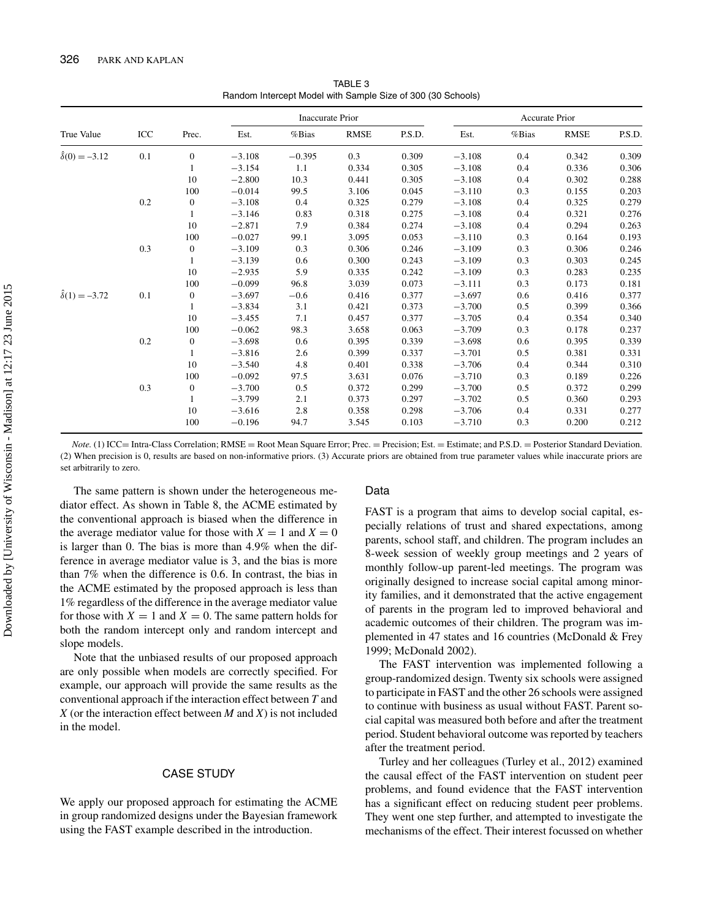TABLE 3
Random Intercept Model with Sample Size of 300 (30 Schools)

| True Value | ICC | Prec. | Inaccurate Prior | | | | Accurate Prior | | | |
|---|---|---|---|---|---|---|---|---|---|---|
| | | | Est. | %Bias | RMSE | P.S.D. | Est. | %Bias | RMSE | P.S.D. |
| $\hat{\delta}(0) = -3.12$ | 0.1 | 0 | −3.108 | −0.395 | 0.3 | 0.309 | −3.108 | 0.4 | 0.342 | 0.309 |
| | | 1 | −3.154 | 1.1 | 0.334 | 0.305 | −3.108 | 0.4 | 0.336 | 0.306 |
| | | 10 | −2.800 | 10.3 | 0.441 | 0.305 | −3.108 | 0.4 | 0.302 | 0.288 |
| | | 100 | −0.014 | 99.5 | 3.106 | 0.045 | −3.110 | 0.3 | 0.155 | 0.203 |
| | 0.2 | 0 | −3.108 | 0.4 | 0.325 | 0.279 | −3.108 | 0.4 | 0.325 | 0.279 |
| | | 1 | −3.146 | 0.83 | 0.318 | 0.275 | −3.108 | 0.4 | 0.321 | 0.276 |
| | | 10 | −2.871 | 7.9 | 0.384 | 0.274 | −3.108 | 0.4 | 0.294 | 0.263 |
| | | 100 | −0.027 | 99.1 | 3.095 | 0.053 | −3.110 | 0.3 | 0.164 | 0.193 |
| | 0.3 | 0 | −3.109 | 0.3 | 0.306 | 0.246 | −3.109 | 0.3 | 0.306 | 0.246 |
| | | 1 | −3.139 | 0.6 | 0.300 | 0.243 | −3.109 | 0.3 | 0.303 | 0.245 |
| | | 10 | −2.935 | 5.9 | 0.335 | 0.242 | −3.109 | 0.3 | 0.283 | 0.235 |
| | | 100 | −0.099 | 96.8 | 3.039 | 0.073 | −3.111 | 0.3 | 0.173 | 0.181 |
| $\hat{\delta}(1) = -3.72$ | 0.1 | 0 | −3.697 | −0.6 | 0.416 | 0.377 | −3.697 | 0.6 | 0.416 | 0.377 |
| | | 1 | −3.834 | 3.1 | 0.421 | 0.373 | −3.700 | 0.5 | 0.399 | 0.366 |
| | | 10 | −3.455 | 7.1 | 0.457 | 0.377 | −3.705 | 0.4 | 0.354 | 0.340 |
| | | 100 | −0.062 | 98.3 | 3.658 | 0.063 | −3.709 | 0.3 | 0.178 | 0.237 |
| | 0.2 | 0 | −3.698 | 0.6 | 0.395 | 0.339 | −3.698 | 0.6 | 0.395 | 0.339 |
| | | 1 | −3.816 | 2.6 | 0.399 | 0.337 | −3.701 | 0.5 | 0.381 | 0.331 |
| | | 10 | −3.540 | 4.8 | 0.401 | 0.338 | −3.706 | 0.4 | 0.344 | 0.310 |
| | | 100 | −0.092 | 97.5 | 3.631 | 0.076 | −3.710 | 0.3 | 0.189 | 0.226 |
| | 0.3 | 0 | −3.700 | 0.5 | 0.372 | 0.299 | −3.700 | 0.5 | 0.372 | 0.299 |
| | | 1 | −3.799 | 2.1 | 0.373 | 0.297 | −3.702 | 0.5 | 0.360 | 0.293 |
| | | 10 | −3.616 | 2.8 | 0.358 | 0.298 | −3.706 | 0.4 | 0.331 | 0.277 |
| | | 100 | −0.196 | 94.7 | 3.545 | 0.103 | −3.710 | 0.3 | 0.200 | 0.212 |

*Note.* (1) ICC= Intra-Class Correlation; RMSE = Root Mean Square Error; Prec. = Precision; Est. = Estimate; and P.S.D. = Posterior Standard Deviation. (2) When precision is 0, results are based on non-informative priors. (3) Accurate priors are obtained from true parameter values while inaccurate priors are set arbitrarily to zero.

The same pattern is shown under the heterogeneous mediator effect. As shown in Table 8, the ACME estimated by the conventional approach is biased when the difference in the average mediator value for those with $X = 1$ and $X = 0$ is larger than 0. The bias is more than 4.9% when the difference in average mediator value is 3, and the bias is more than 7% when the difference is 0.6. In contrast, the bias in the ACME estimated by the proposed approach is less than 1% regardless of the difference in the average mediator value for those with $X = 1$ and $X = 0$. The same pattern holds for both the random intercept only and random intercept and slope models.

Note that the unbiased results of our proposed approach are only possible when models are correctly specified. For example, our approach will provide the same results as the conventional approach if the interaction effect between $T$ and $X$ (or the interaction effect between $M$ and $X$) is not included in the model.

## CASE STUDY

We apply our proposed approach for estimating the ACME in group randomized designs under the Bayesian framework using the FAST example described in the introduction.

### Data

FAST is a program that aims to develop social capital, especially relations of trust and shared expectations, among parents, school staff, and children. The program includes an 8-week session of weekly group meetings and 2 years of monthly follow-up parent-led meetings. The program was originally designed to increase social capital among minority families, and it demonstrated that the active engagement of parents in the program led to improved behavioral and academic outcomes of their children. The program was implemented in 47 states and 16 countries (McDonald & Frey 1999; McDonald 2002).

The FAST intervention was implemented following a group-randomized design. Twenty six schools were assigned to participate in FAST and the other 26 schools were assigned to continue with business as usual without FAST. Parent social capital was measured both before and after the treatment period. Student behavioral outcome was reported by teachers after the treatment period.

Turley and her colleagues (Turley et al., 2012) examined the causal effect of the FAST intervention on student peer problems, and found evidence that the FAST intervention has a significant effect on reducing student peer problems. They went one step further, and attempted to investigate the mechanisms of the effect. Their interest focussed on whether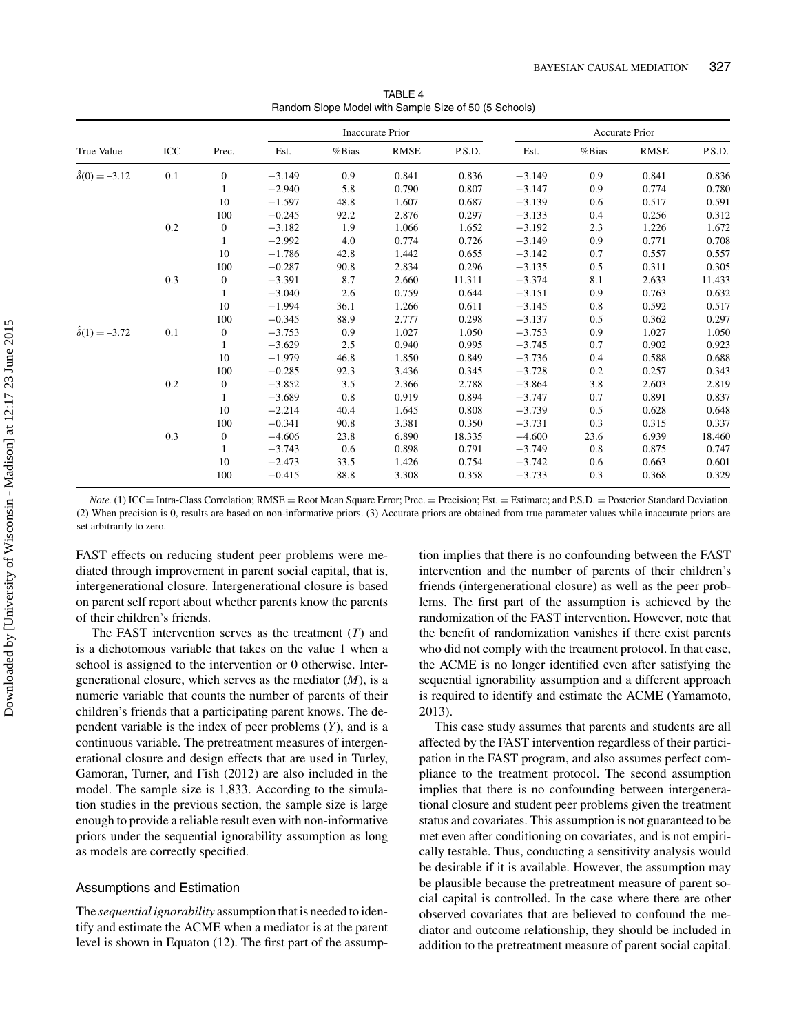TABLE 4
Random Slope Model with Sample Size of 50 (5 Schools)

| True Value | ICC | Prec. | Inaccurate Prior | | | | Accurate Prior | | | |
|---|---|---|---|---|---|---|---|---|---|---|
| | | | Est. | %Bias | RMSE | P.S.D. | Est. | %Bias | RMSE | P.S.D. |
| $\hat{\delta}(0) = -3.12$ | 0.1 | 0 | −3.149 | 0.9 | 0.841 | 0.836 | −3.149 | 0.9 | 0.841 | 0.836 |
| | | 1 | −2.940 | 5.8 | 0.790 | 0.807 | −3.147 | 0.9 | 0.774 | 0.780 |
| | | 10 | −1.597 | 48.8 | 1.607 | 0.687 | −3.139 | 0.6 | 0.517 | 0.591 |
| | | 100 | −0.245 | 92.2 | 2.876 | 0.297 | −3.133 | 0.4 | 0.256 | 0.312 |
| | 0.2 | 0 | −3.182 | 1.9 | 1.066 | 1.652 | −3.192 | 2.3 | 1.226 | 1.672 |
| | | 1 | −2.992 | 4.0 | 0.774 | 0.726 | −3.149 | 0.9 | 0.771 | 0.708 |
| | | 10 | −1.786 | 42.8 | 1.442 | 0.655 | −3.142 | 0.7 | 0.557 | 0.557 |
| | | 100 | −0.287 | 90.8 | 2.834 | 0.296 | −3.135 | 0.5 | 0.311 | 0.305 |
| | 0.3 | 0 | −3.391 | 8.7 | 2.660 | 11.311 | −3.374 | 8.1 | 2.633 | 11.433 |
| | | 1 | −3.040 | 2.6 | 0.759 | 0.644 | −3.151 | 0.9 | 0.763 | 0.632 |
| | | 10 | −1.994 | 36.1 | 1.266 | 0.611 | −3.145 | 0.8 | 0.592 | 0.517 |
| | | 100 | −0.345 | 88.9 | 2.777 | 0.298 | −3.137 | 0.5 | 0.362 | 0.297 |
| $\hat{\delta}(1) = -3.72$ | 0.1 | 0 | −3.753 | 0.9 | 1.027 | 1.050 | −3.753 | 0.9 | 1.027 | 1.050 |
| | | 1 | −3.629 | 2.5 | 0.940 | 0.995 | −3.745 | 0.7 | 0.902 | 0.923 |
| | | 10 | −1.979 | 46.8 | 1.850 | 0.849 | −3.736 | 0.4 | 0.588 | 0.688 |
| | | 100 | −0.285 | 92.3 | 3.436 | 0.345 | −3.728 | 0.2 | 0.257 | 0.343 |
| | 0.2 | 0 | −3.852 | 3.5 | 2.366 | 2.788 | −3.864 | 3.8 | 2.603 | 2.819 |
| | | 1 | −3.689 | 0.8 | 0.919 | 0.894 | −3.747 | 0.7 | 0.891 | 0.837 |
| | | 10 | −2.214 | 40.4 | 1.645 | 0.808 | −3.739 | 0.5 | 0.628 | 0.648 |
| | | 100 | −0.341 | 90.8 | 3.381 | 0.350 | −3.731 | 0.3 | 0.315 | 0.337 |
| | 0.3 | 0 | −4.606 | 23.8 | 6.890 | 18.335 | −4.600 | 23.6 | 6.939 | 18.460 |
| | | 1 | −3.743 | 0.6 | 0.898 | 0.791 | −3.749 | 0.8 | 0.875 | 0.747 |
| | | 10 | −2.473 | 33.5 | 1.426 | 0.754 | −3.742 | 0.6 | 0.663 | 0.601 |
| | | 100 | −0.415 | 88.8 | 3.308 | 0.358 | −3.733 | 0.3 | 0.368 | 0.329 |

*Note.* (1) ICC= Intra-Class Correlation; RMSE = Root Mean Square Error; Prec. = Precision; Est. = Estimate; and P.S.D. = Posterior Standard Deviation. (2) When precision is 0, results are based on non-informative priors. (3) Accurate priors are obtained from true parameter values while inaccurate priors are set arbitrarily to zero.

FAST effects on reducing student peer problems were mediated through improvement in parent social capital, that is, intergenerational closure. Intergenerational closure is based on parent self report about whether parents know the parents of their children's friends.

The FAST intervention serves as the treatment ($T$) and is a dichotomous variable that takes on the value 1 when a school is assigned to the intervention or 0 otherwise. Intergenerational closure, which serves as the mediator ($M$), is a numeric variable that counts the number of parents of their children's friends that a participating parent knows. The dependent variable is the index of peer problems ($Y$), and is a continuous variable. The pretreatment measures of intergenerational closure and design effects that are used in Turley, Gamoran, Turner, and Fish (2012) are also included in the model. The sample size is 1,833. According to the simulation studies in the previous section, the sample size is large enough to provide a reliable result even with non-informative priors under the sequential ignorability assumption as long as models are correctly specified.

## Assumptions and Estimation

The *sequential ignorability* assumption that is needed to identify and estimate the ACME when a mediator is at the parent level is shown in Equaton (12). The first part of the assumption implies that there is no confounding between the FAST intervention and the number of parents of their children's friends (intergenerational closure) as well as the peer problems. The first part of the assumption is achieved by the randomization of the FAST intervention. However, note that the benefit of randomization vanishes if there exist parents who did not comply with the treatment protocol. In that case, the ACME is no longer identified even after satisfying the sequential ignorability assumption and a different approach is required to identify and estimate the ACME (Yamamoto, 2013).

This case study assumes that parents and students are all affected by the FAST intervention regardless of their participation in the FAST program, and also assumes perfect compliance to the treatment protocol. The second assumption implies that there is no confounding between intergenerational closure and student peer problems given the treatment status and covariates. This assumption is not guaranteed to be met even after conditioning on covariates, and is not empirically testable. Thus, conducting a sensitivity analysis would be desirable if it is available. However, the assumption may be plausible because the pretreatment measure of parent social capital is controlled. In the case where there are other observed covariates that are believed to confound the mediator and outcome relationship, they should be included in addition to the pretreatment measure of parent social capital.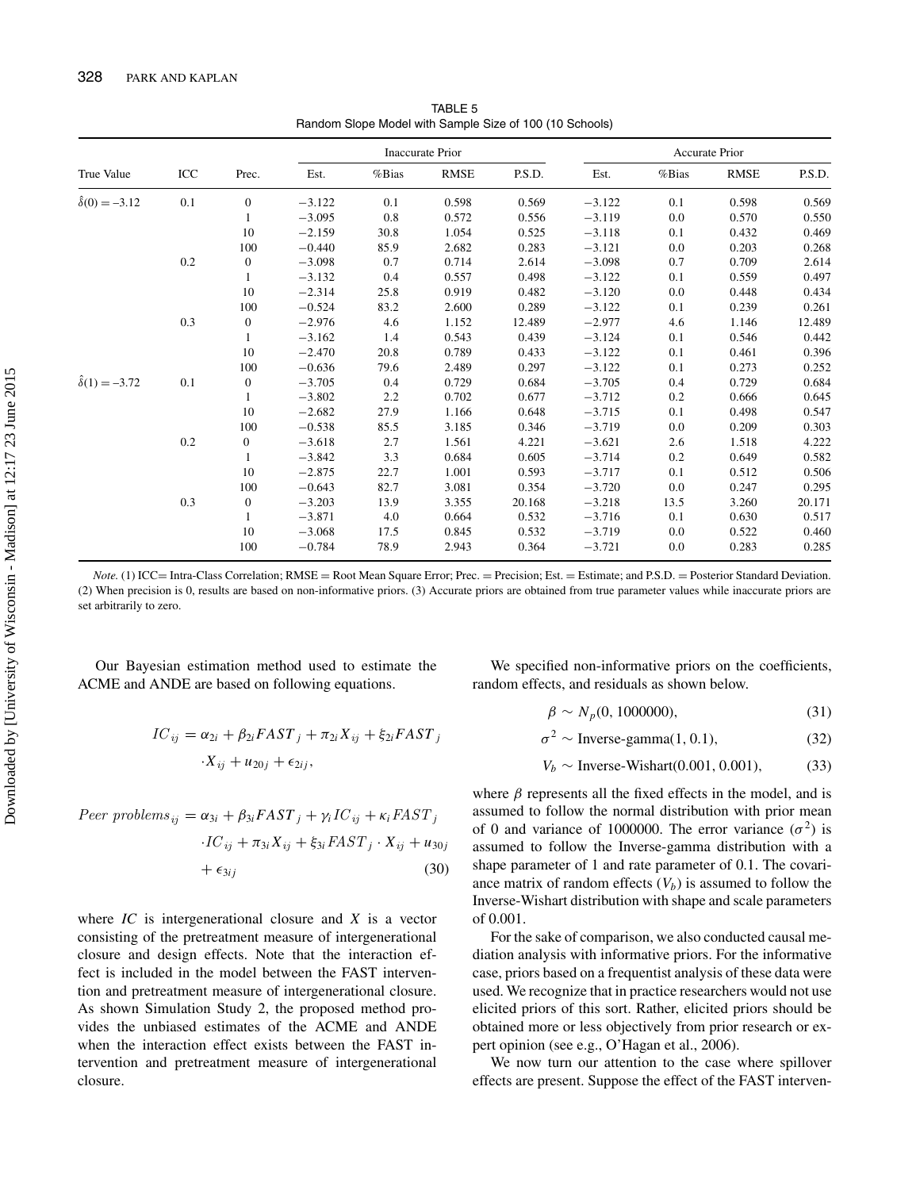TABLE 5
Random Slope Model with Sample Size of 100 (10 Schools)

| True Value | ICC | Prec. | Inaccurate Prior | | | | Accurate Prior | | | |
|---|---|---|---|---|---|---|---|---|---|---|
| | | | Est. | %Bias | RMSE | P.S.D. | Est. | %Bias | RMSE | P.S.D. |
| $\hat{\delta}(0) = -3.12$ | 0.1 | 0 | −3.122 | 0.1 | 0.598 | 0.569 | −3.122 | 0.1 | 0.598 | 0.569 |
| | | 1 | −3.095 | 0.8 | 0.572 | 0.556 | −3.119 | 0.0 | 0.570 | 0.550 |
| | | 10 | −2.159 | 30.8 | 1.054 | 0.525 | −3.118 | 0.1 | 0.432 | 0.469 |
| | | 100 | −0.440 | 85.9 | 2.682 | 0.283 | −3.121 | 0.0 | 0.203 | 0.268 |
| | 0.2 | 0 | −3.098 | 0.7 | 0.714 | 2.614 | −3.098 | 0.7 | 0.709 | 2.614 |
| | | 1 | −3.132 | 0.4 | 0.557 | 0.498 | −3.122 | 0.1 | 0.559 | 0.497 |
| | | 10 | −2.314 | 25.8 | 0.919 | 0.482 | −3.120 | 0.0 | 0.448 | 0.434 |
| | | 100 | −0.524 | 83.2 | 2.600 | 0.289 | −3.122 | 0.1 | 0.239 | 0.261 |
| | 0.3 | 0 | −2.976 | 4.6 | 1.152 | 12.489 | −2.977 | 4.6 | 1.146 | 12.489 |
| | | 1 | −3.162 | 1.4 | 0.543 | 0.439 | −3.124 | 0.1 | 0.546 | 0.442 |
| | | 10 | −2.470 | 20.8 | 0.789 | 0.433 | −3.122 | 0.1 | 0.461 | 0.396 |
| | | 100 | −0.636 | 79.6 | 2.489 | 0.297 | −3.122 | 0.1 | 0.273 | 0.252 |
| $\hat{\delta}(1) = -3.72$ | 0.1 | 0 | −3.705 | 0.4 | 0.729 | 0.684 | −3.705 | 0.4 | 0.729 | 0.684 |
| | | 1 | −3.802 | 2.2 | 0.702 | 0.677 | −3.712 | 0.2 | 0.666 | 0.645 |
| | | 10 | −2.682 | 27.9 | 1.166 | 0.648 | −3.715 | 0.1 | 0.498 | 0.547 |
| | | 100 | −0.538 | 85.5 | 3.185 | 0.346 | −3.719 | 0.0 | 0.209 | 0.303 |
| | 0.2 | 0 | −3.618 | 2.7 | 1.561 | 4.221 | −3.621 | 2.6 | 1.518 | 4.222 |
| | | 1 | −3.842 | 3.3 | 0.684 | 0.605 | −3.714 | 0.2 | 0.649 | 0.582 |
| | | 10 | −2.875 | 22.7 | 1.001 | 0.593 | −3.717 | 0.1 | 0.512 | 0.506 |
| | | 100 | −0.643 | 82.7 | 3.081 | 0.354 | −3.720 | 0.0 | 0.247 | 0.295 |
| | 0.3 | 0 | −3.203 | 13.9 | 3.355 | 20.168 | −3.218 | 13.5 | 3.260 | 20.171 |
| | | 1 | −3.871 | 4.0 | 0.664 | 0.532 | −3.716 | 0.1 | 0.630 | 0.517 |
| | | 10 | −3.068 | 17.5 | 0.845 | 0.532 | −3.719 | 0.0 | 0.522 | 0.460 |
| | | 100 | −0.784 | 78.9 | 2.943 | 0.364 | −3.721 | 0.0 | 0.283 | 0.285 |

*Note.* (1) ICC= Intra-Class Correlation; RMSE = Root Mean Square Error; Prec. = Precision; Est. = Estimate; and P.S.D. = Posterior Standard Deviation. (2) When precision is 0, results are based on non-informative priors. (3) Accurate priors are obtained from true parameter values while inaccurate priors are set arbitrarily to zero.

Our Bayesian estimation method used to estimate the ACME and ANDE are based on following equations.

$$IC_{ij} = \alpha_{2i} + \beta_{2i} FAST_j + \pi_{2i} X_{ij} + \xi_{2i} FAST_j \cdot X_{ij} + u_{20j} + \epsilon_{2ij},$$

$$Peer\ problems_{ij} = \alpha_{3i} + \beta_{3i} FAST_j + \gamma_i IC_{ij} + \kappa_i FAST_j \cdot IC_{ij} + \pi_{3i} X_{ij} + \xi_{3i} FAST_j \cdot X_{ij} + u_{30j} + \epsilon_{3ij} \tag{30}$$

where *IC* is intergenerational closure and *X* is a vector consisting of the pretreatment measure of intergenerational closure and design effects. Note that the interaction effect is included in the model between the FAST intervention and pretreatment measure of intergenerational closure. As shown Simulation Study 2, the proposed method provides the unbiased estimates of the ACME and ANDE when the interaction effect exists between the FAST intervention and pretreatment measure of intergenerational closure.

We specified non-informative priors on the coefficients, random effects, and residuals as shown below.

$$\beta \sim N_p(0, 1000000), \tag{31}$$

$$\sigma^2 \sim \text{Inverse-gamma}(1, 0.1), \tag{32}$$

$$V_b \sim \text{Inverse-Wishart}(0.001, 0.001), \tag{33}$$

where $\beta$ represents all the fixed effects in the model, and is assumed to follow the normal distribution with prior mean of 0 and variance of 1000000. The error variance ($\sigma^2$) is assumed to follow the Inverse-gamma distribution with a shape parameter of 1 and rate parameter of 0.1. The covariance matrix of random effects ($V_b$) is assumed to follow the Inverse-Wishart distribution with shape and scale parameters of 0.001.

For the sake of comparison, we also conducted causal mediation analysis with informative priors. For the informative case, priors based on a frequentist analysis of these data were used. We recognize that in practice researchers would not use elicited priors of this sort. Rather, elicited priors should be obtained more or less objectively from prior research or expert opinion (see e.g., O'Hagan et al., 2006).

We now turn our attention to the case where spillover effects are present. Suppose the effect of the FAST interven-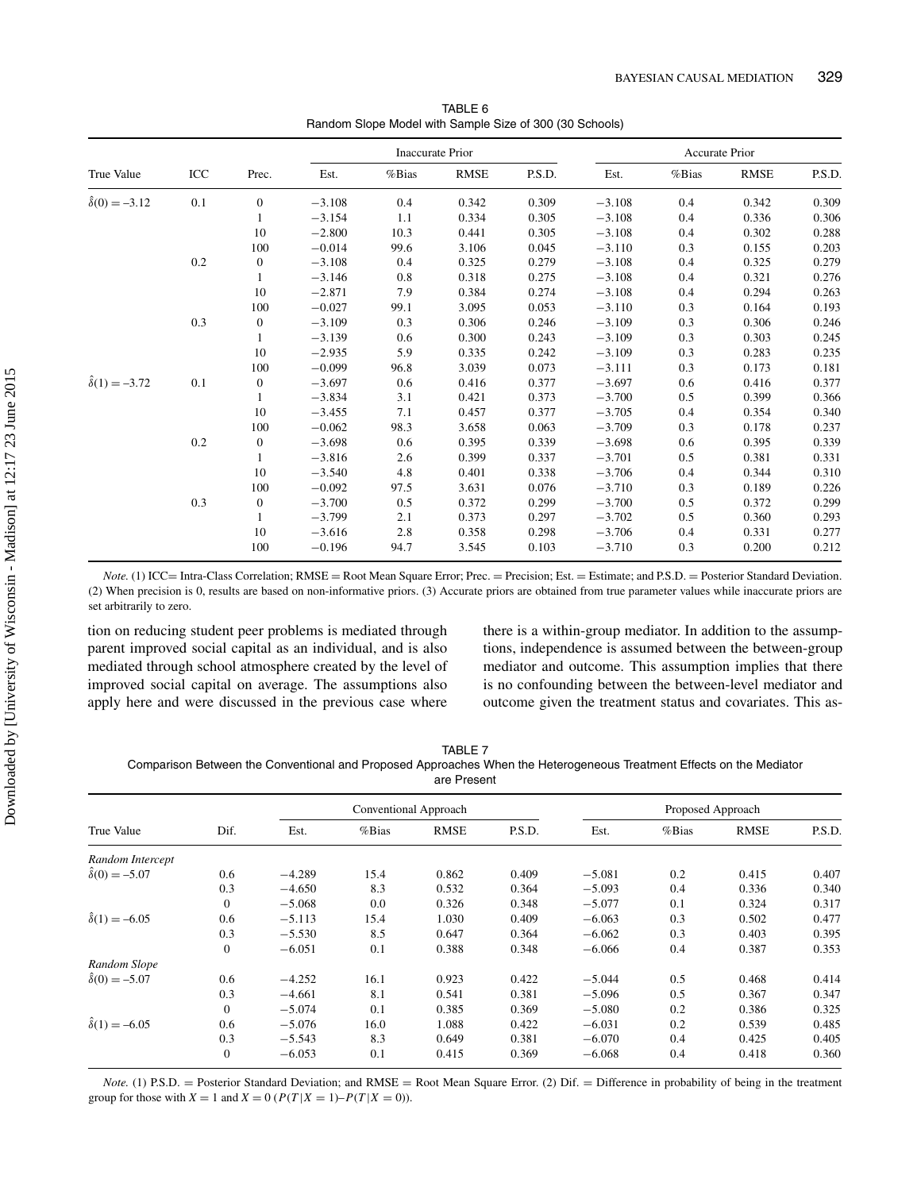TABLE 6
Random Slope Model with Sample Size of 300 (30 Schools)

| True Value | ICC | Prec. | Inaccurate Prior |  |  |  | Accurate Prior |  |  |  |
|---|---|---|---|---|---|---|---|---|---|---|
|  |  |  | Est. | %Bias | RMSE | P.S.D. | Est. | %Bias | RMSE | P.S.D. |
| $\hat{\delta}(0) = -3.12$ | 0.1 | 0 | −3.108 | 0.4 | 0.342 | 0.309 | −3.108 | 0.4 | 0.342 | 0.309 |
|  |  | 1 | −3.154 | 1.1 | 0.334 | 0.305 | −3.108 | 0.4 | 0.336 | 0.306 |
|  |  | 10 | −2.800 | 10.3 | 0.441 | 0.305 | −3.108 | 0.4 | 0.302 | 0.288 |
|  |  | 100 | −0.014 | 99.6 | 3.106 | 0.045 | −3.110 | 0.3 | 0.155 | 0.203 |
|  | 0.2 | 0 | −3.108 | 0.4 | 0.325 | 0.279 | −3.108 | 0.4 | 0.325 | 0.279 |
|  |  | 1 | −3.146 | 0.8 | 0.318 | 0.275 | −3.108 | 0.4 | 0.321 | 0.276 |
|  |  | 10 | −2.871 | 7.9 | 0.384 | 0.274 | −3.108 | 0.4 | 0.294 | 0.263 |
|  |  | 100 | −0.027 | 99.1 | 3.095 | 0.053 | −3.110 | 0.3 | 0.164 | 0.193 |
|  | 0.3 | 0 | −3.109 | 0.3 | 0.306 | 0.246 | −3.109 | 0.3 | 0.306 | 0.246 |
|  |  | 1 | −3.139 | 0.6 | 0.300 | 0.243 | −3.109 | 0.3 | 0.303 | 0.245 |
|  |  | 10 | −2.935 | 5.9 | 0.335 | 0.242 | −3.109 | 0.3 | 0.283 | 0.235 |
|  |  | 100 | −0.099 | 96.8 | 3.039 | 0.073 | −3.111 | 0.3 | 0.173 | 0.181 |
| $\hat{\delta}(1) = -3.72$ | 0.1 | 0 | −3.697 | 0.6 | 0.416 | 0.377 | −3.697 | 0.6 | 0.416 | 0.377 |
|  |  | 1 | −3.834 | 3.1 | 0.421 | 0.373 | −3.700 | 0.5 | 0.399 | 0.366 |
|  |  | 10 | −3.455 | 7.1 | 0.457 | 0.377 | −3.705 | 0.4 | 0.354 | 0.340 |
|  |  | 100 | −0.062 | 98.3 | 3.658 | 0.063 | −3.709 | 0.3 | 0.178 | 0.237 |
|  | 0.2 | 0 | −3.698 | 0.6 | 0.395 | 0.339 | −3.698 | 0.6 | 0.395 | 0.339 |
|  |  | 1 | −3.816 | 2.6 | 0.399 | 0.337 | −3.701 | 0.5 | 0.381 | 0.331 |
|  |  | 10 | −3.540 | 4.8 | 0.401 | 0.338 | −3.706 | 0.4 | 0.344 | 0.310 |
|  |  | 100 | −0.092 | 97.5 | 3.631 | 0.076 | −3.710 | 0.3 | 0.189 | 0.226 |
|  | 0.3 | 0 | −3.700 | 0.5 | 0.372 | 0.299 | −3.700 | 0.5 | 0.372 | 0.299 |
|  |  | 1 | −3.799 | 2.1 | 0.373 | 0.297 | −3.702 | 0.5 | 0.360 | 0.293 |
|  |  | 10 | −3.616 | 2.8 | 0.358 | 0.298 | −3.706 | 0.4 | 0.331 | 0.277 |
|  |  | 100 | −0.196 | 94.7 | 3.545 | 0.103 | −3.710 | 0.3 | 0.200 | 0.212 |

*Note.* (1) ICC = Intra-Class Correlation; RMSE = Root Mean Square Error; Prec. = Precision; Est. = Estimate; and P.S.D. = Posterior Standard Deviation. (2) When precision is 0, results are based on non-informative priors. (3) Accurate priors are obtained from true parameter values while inaccurate priors are set arbitrarily to zero.

tion on reducing student peer problems is mediated through parent improved social capital as an individual, and is also mediated through school atmosphere created by the level of improved social capital on average. The assumptions also apply here and were discussed in the previous case where there is a within-group mediator. In addition to the assumptions, independence is assumed between the between-group mediator and outcome. This assumption implies that there is no confounding between the between-level mediator and outcome given the treatment status and covariates. This as-

TABLE 7
Comparison Between the Conventional and Proposed Approaches When the Heterogeneous Treatment Effects on the Mediator are Present

| True Value | Dif. | Conventional Approach |  |  |  | Proposed Approach |  |  |  |
|---|---|---|---|---|---|---|---|---|---|
|  |  | Est. | %Bias | RMSE | P.S.D. | Est. | %Bias | RMSE | P.S.D. |
| *Random Intercept* |  |  |  |  |  |  |  |  |  |
| $\hat{\delta}(0) = -5.07$ | 0.6 | −4.289 | 15.4 | 0.862 | 0.409 | −5.081 | 0.2 | 0.415 | 0.407 |
|  | 0.3 | −4.650 | 8.3 | 0.532 | 0.364 | −5.093 | 0.4 | 0.336 | 0.340 |
|  | 0 | −5.068 | 0.0 | 0.326 | 0.348 | −5.077 | 0.1 | 0.324 | 0.317 |
| $\hat{\delta}(1) = -6.05$ | 0.6 | −5.113 | 15.4 | 1.030 | 0.409 | −6.063 | 0.3 | 0.502 | 0.477 |
|  | 0.3 | −5.530 | 8.5 | 0.647 | 0.364 | −6.062 | 0.3 | 0.403 | 0.395 |
|  | 0 | −6.051 | 0.1 | 0.388 | 0.348 | −6.066 | 0.4 | 0.387 | 0.353 |
| *Random Slope* |  |  |  |  |  |  |  |  |  |
| $\hat{\delta}(0) = -5.07$ | 0.6 | −4.252 | 16.1 | 0.923 | 0.422 | −5.044 | 0.5 | 0.468 | 0.414 |
|  | 0.3 | −4.661 | 8.1 | 0.541 | 0.381 | −5.096 | 0.5 | 0.367 | 0.347 |
|  | 0 | −5.074 | 0.1 | 0.385 | 0.369 | −5.080 | 0.2 | 0.386 | 0.325 |
| $\hat{\delta}(1) = -6.05$ | 0.6 | −5.076 | 16.0 | 1.088 | 0.422 | −6.031 | 0.2 | 0.539 | 0.485 |
|  | 0.3 | −5.543 | 8.3 | 0.649 | 0.381 | −6.070 | 0.4 | 0.425 | 0.405 |
|  | 0 | −6.053 | 0.1 | 0.415 | 0.369 | −6.068 | 0.4 | 0.418 | 0.360 |

*Note.* (1) P.S.D. = Posterior Standard Deviation; and RMSE = Root Mean Square Error. (2) Dif. = Difference in probability of being in the treatment group for those with $X = 1$ and $X = 0$ ($P(T|X = 1) - P(T|X = 0)$).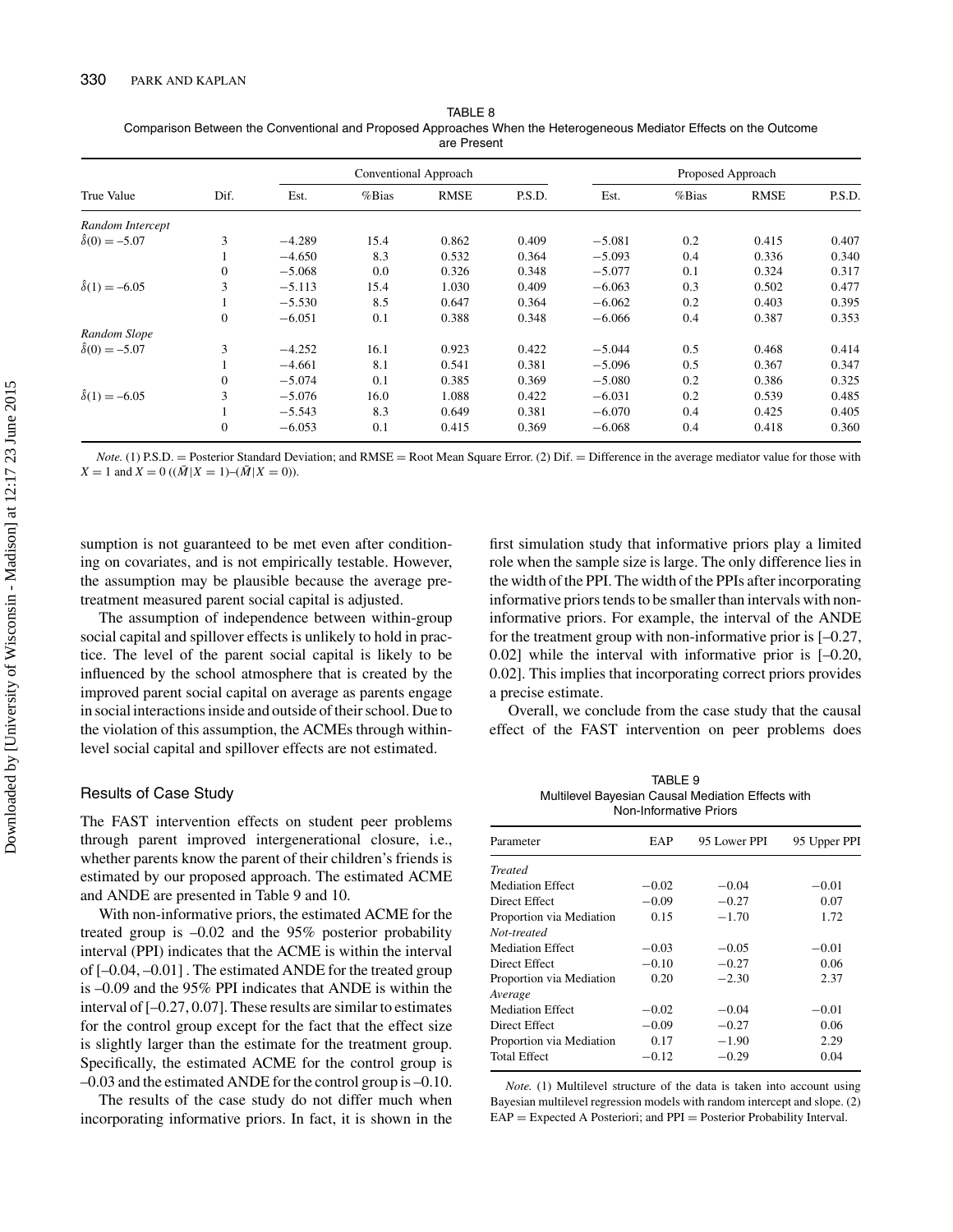TABLE 8
Comparison Between the Conventional and Proposed Approaches When the Heterogeneous Mediator Effects on the Outcome are Present

| True Value | Dif. | Conventional Approach | | | | Proposed Approach | | | |
|---|---|---|---|---|---|---|---|---|---|
| | | Est. | %Bias | RMSE | P.S.D. | Est. | %Bias | RMSE | P.S.D. |
| *Random Intercept* | | | | | | | | | |
| $\hat{\delta}(0) = -5.07$ | 3 | −4.289 | 15.4 | 0.862 | 0.409 | −5.081 | 0.2 | 0.415 | 0.407 |
| | 1 | −4.650 | 8.3 | 0.532 | 0.364 | −5.093 | 0.4 | 0.336 | 0.340 |
| | 0 | −5.068 | 0.0 | 0.326 | 0.348 | −5.077 | 0.1 | 0.324 | 0.317 |
| $\hat{\delta}(1) = -6.05$ | 3 | −5.113 | 15.4 | 1.030 | 0.409 | −6.063 | 0.3 | 0.502 | 0.477 |
| | 1 | −5.530 | 8.5 | 0.647 | 0.364 | −6.062 | 0.2 | 0.403 | 0.395 |
| | 0 | −6.051 | 0.1 | 0.388 | 0.348 | −6.066 | 0.4 | 0.387 | 0.353 |
| *Random Slope* | | | | | | | | | |
| $\hat{\delta}(0) = -5.07$ | 3 | −4.252 | 16.1 | 0.923 | 0.422 | −5.044 | 0.5 | 0.468 | 0.414 |
| | 1 | −4.661 | 8.1 | 0.541 | 0.381 | −5.096 | 0.5 | 0.367 | 0.347 |
| | 0 | −5.074 | 0.1 | 0.385 | 0.369 | −5.080 | 0.2 | 0.386 | 0.325 |
| $\hat{\delta}(1) = -6.05$ | 3 | −5.076 | 16.0 | 1.088 | 0.422 | −6.031 | 0.2 | 0.539 | 0.485 |
| | 1 | −5.543 | 8.3 | 0.649 | 0.381 | −6.070 | 0.4 | 0.425 | 0.405 |
| | 0 | −6.053 | 0.1 | 0.415 | 0.369 | −6.068 | 0.4 | 0.418 | 0.360 |

*Note.* (1) P.S.D. = Posterior Standard Deviation; and RMSE = Root Mean Square Error. (2) Dif. = Difference in the average mediator value for those with $X = 1$ and $X = 0$ $((\bar{M}|X = 1)–(\bar{M}|X = 0))$.

sumption is not guaranteed to be met even after conditioning on covariates, and is not empirically testable. However, the assumption may be plausible because the average pretreatment measured parent social capital is adjusted.

The assumption of independence between within-group social capital and spillover effects is unlikely to hold in practice. The level of the parent social capital is likely to be influenced by the school atmosphere that is created by the improved parent social capital on average as parents engage in social interactions inside and outside of their school. Due to the violation of this assumption, the ACMEs through within-level social capital and spillover effects are not estimated.

## Results of Case Study

The FAST intervention effects on student peer problems through parent improved intergenerational closure, i.e., whether parents know the parent of their children's friends is estimated by our proposed approach. The estimated ACME and ANDE are presented in Table 9 and 10.

With non-informative priors, the estimated ACME for the treated group is –0.02 and the 95% posterior probability interval (PPI) indicates that the ACME is within the interval of [–0.04, –0.01] . The estimated ANDE for the treated group is –0.09 and the 95% PPI indicates that ANDE is within the interval of [–0.27, 0.07]. These results are similar to estimates for the control group except for the fact that the effect size is slightly larger than the estimate for the treatment group. Specifically, the estimated ACME for the control group is –0.03 and the estimated ANDE for the control group is –0.10.

The results of the case study do not differ much when incorporating informative priors. In fact, it is shown in the first simulation study that informative priors play a limited role when the sample size is large. The only difference lies in the width of the PPI. The width of the PPIs after incorporating informative priors tends to be smaller than intervals with non-informative priors. For example, the interval of the ANDE for the treatment group with non-informative prior is [–0.27, 0.02] while the interval with informative prior is [–0.20, 0.02]. This implies that incorporating correct priors provides a precise estimate.

Overall, we conclude from the case study that the causal effect of the FAST intervention on peer problems does

TABLE 9
Multilevel Bayesian Causal Mediation Effects with Non-Informative Priors

| Parameter | EAP | 95 Lower PPI | 95 Upper PPI |
|---|---|---|---|
| *Treated* | | | |
| Mediation Effect | −0.02 | −0.04 | −0.01 |
| Direct Effect | −0.09 | −0.27 | 0.07 |
| Proportion via Mediation | 0.15 | −1.70 | 1.72 |
| *Not-treated* | | | |
| Mediation Effect | −0.03 | −0.05 | −0.01 |
| Direct Effect | −0.10 | −0.27 | 0.06 |
| Proportion via Mediation | 0.20 | −2.30 | 2.37 |
| *Average* | | | |
| Mediation Effect | −0.02 | −0.04 | −0.01 |
| Direct Effect | −0.09 | −0.27 | 0.06 |
| Proportion via Mediation | 0.17 | −1.90 | 2.29 |
| Total Effect | −0.12 | −0.29 | 0.04 |

*Note.* (1) Multilevel structure of the data is taken into account using Bayesian multilevel regression models with random intercept and slope. (2) EAP = Expected A Posteriori; and PPI = Posterior Probability Interval.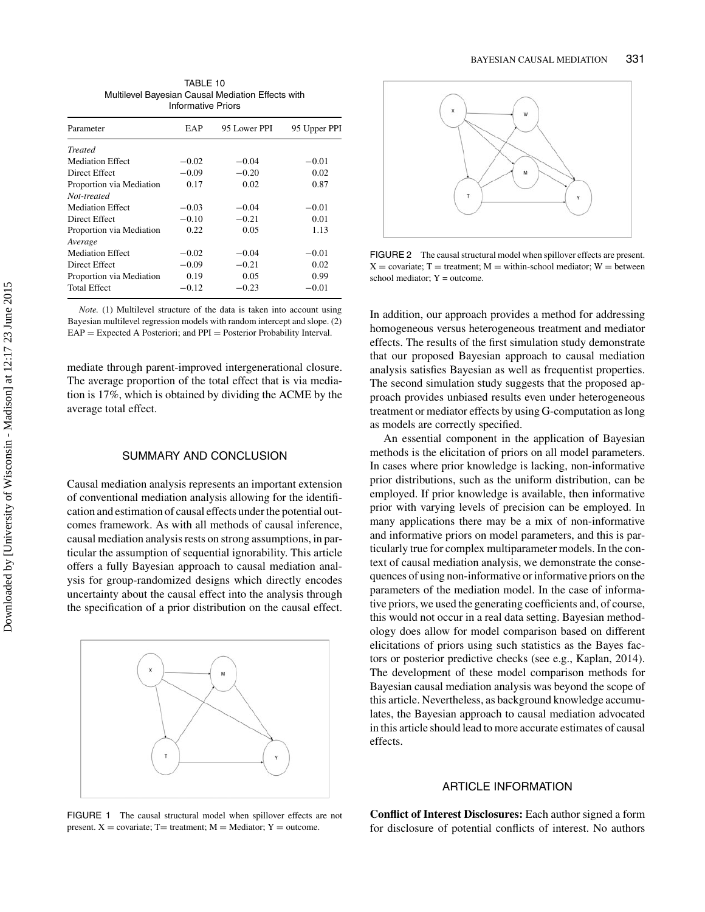TABLE 10
Multilevel Bayesian Causal Mediation Effects with Informative Priors

| Parameter | EAP | 95 Lower PPI | 95 Upper PPI |
|---|---|---|---|
| *Treated* | | | |
| Mediation Effect | −0.02 | −0.04 | −0.01 |
| Direct Effect | −0.09 | −0.20 | 0.02 |
| Proportion via Mediation | 0.17 | 0.02 | 0.87 |
| *Not-treated* | | | |
| Mediation Effect | −0.03 | −0.04 | −0.01 |
| Direct Effect | −0.10 | −0.21 | 0.01 |
| Proportion via Mediation | 0.22 | 0.05 | 1.13 |
| *Average* | | | |
| Mediation Effect | −0.02 | −0.04 | −0.01 |
| Direct Effect | −0.09 | −0.21 | 0.02 |
| Proportion via Mediation | 0.19 | 0.05 | 0.99 |
| Total Effect | −0.12 | −0.23 | −0.01 |

*Note.* (1) Multilevel structure of the data is taken into account using Bayesian multilevel regression models with random intercept and slope. (2) EAP = Expected A Posteriori; and PPI = Posterior Probability Interval.

mediate through parent-improved intergenerational closure. The average proportion of the total effect that is via mediation is 17%, which is obtained by dividing the ACME by the average total effect.

## SUMMARY AND CONCLUSION

Causal mediation analysis represents an important extension of conventional mediation analysis allowing for the identification and estimation of causal effects under the potential outcomes framework. As with all methods of causal inference, causal mediation analysis rests on strong assumptions, in particular the assumption of sequential ignorability. This article offers a fully Bayesian approach to causal mediation analysis for group-randomized designs which directly encodes uncertainty about the causal effect into the analysis through the specification of a prior distribution on the causal effect.

X
M
T
Y

FIGURE 1 The causal structural model when spillover effects are not present. X = covariate; T = treatment; M = Mediator; Y = outcome.

X
W
M
T
Y

FIGURE 2 The causal structural model when spillover effects are present. X = covariate; T = treatment; M = within-school mediator; W = between school mediator; Y = outcome.

In addition, our approach provides a method for addressing homogeneous versus heterogeneous treatment and mediator effects. The results of the first simulation study demonstrate that our proposed Bayesian approach to causal mediation analysis satisfies Bayesian as well as frequentist properties. The second simulation study suggests that the proposed approach provides unbiased results even under heterogeneous treatment or mediator effects by using G-computation as long as models are correctly specified.

An essential component in the application of Bayesian methods is the elicitation of priors on all model parameters. In cases where prior knowledge is lacking, non-informative prior distributions, such as the uniform distribution, can be employed. If prior knowledge is available, then informative prior with varying levels of precision can be employed. In many applications there may be a mix of non-informative and informative priors on model parameters, and this is particularly true for complex multiparameter models. In the context of causal mediation analysis, we demonstrate the consequences of using non-informative or informative priors on the parameters of the mediation model. In the case of informative priors, we used the generating coefficients and, of course, this would not occur in a real data setting. Bayesian methodology does allow for model comparison based on different elicitations of priors using such statistics as the Bayes factors or posterior predictive checks (see e.g., Kaplan, 2014). The development of these model comparison methods for Bayesian causal mediation analysis was beyond the scope of this article. Nevertheless, as background knowledge accumulates, the Bayesian approach to causal mediation advocated in this article should lead to more accurate estimates of causal effects.

## ARTICLE INFORMATION

**Conflict of Interest Disclosures:** Each author signed a form for disclosure of potential conflicts of interest. No authors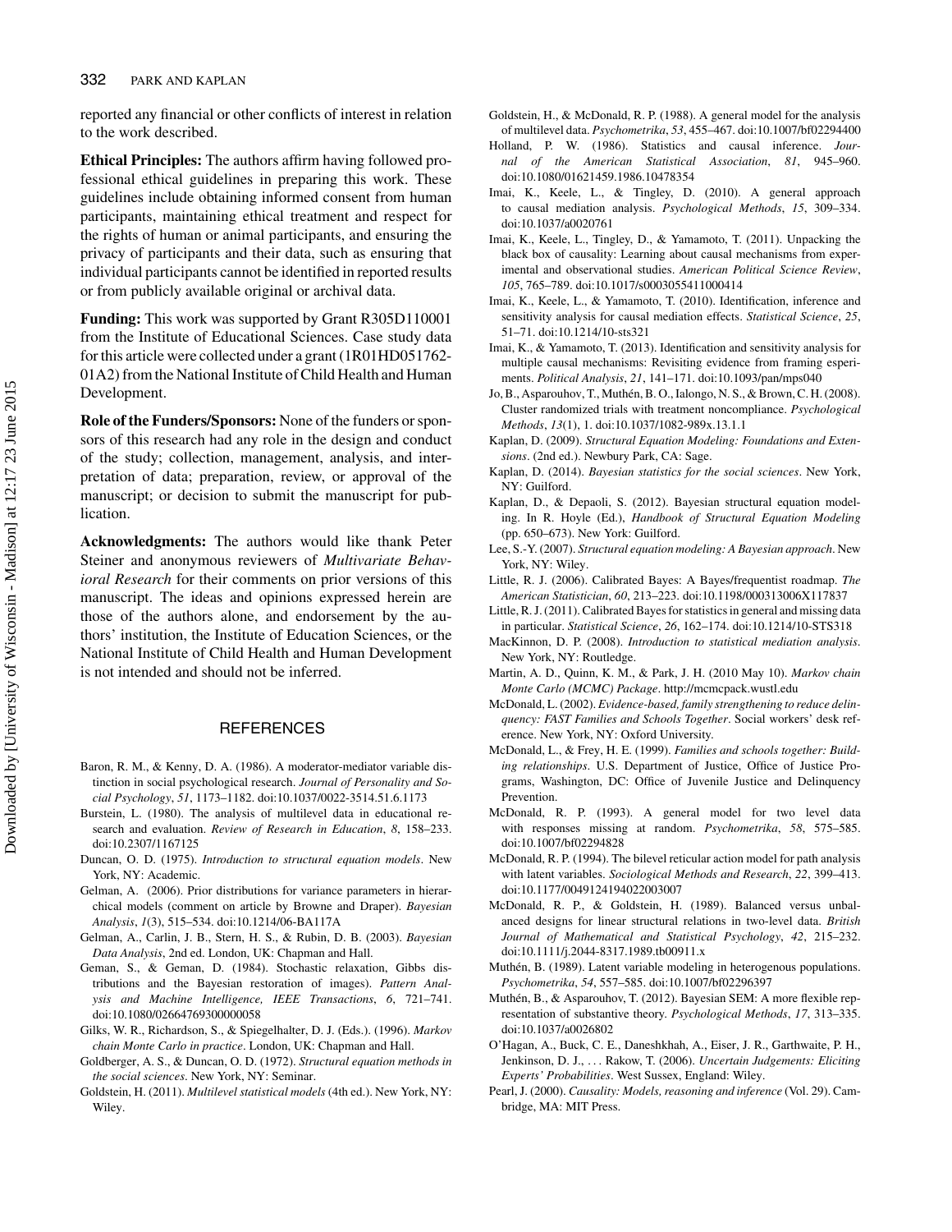reported any financial or other conflicts of interest in relation to the work described.

**Ethical Principles:** The authors affirm having followed professional ethical guidelines in preparing this work. These guidelines include obtaining informed consent from human participants, maintaining ethical treatment and respect for the rights of human or animal participants, and ensuring the privacy of participants and their data, such as ensuring that individual participants cannot be identified in reported results or from publicly available original or archival data.

**Funding:** This work was supported by Grant R305D110001 from the Institute of Educational Sciences. Case study data for this article were collected under a grant (1R01HD051762-01A2) from the National Institute of Child Health and Human Development.

**Role of the Funders/Sponsors:** None of the funders or sponsors of this research had any role in the design and conduct of the study; collection, management, analysis, and interpretation of data; preparation, review, or approval of the manuscript; or decision to submit the manuscript for publication.

**Acknowledgments:** The authors would like thank Peter Steiner and anonymous reviewers of *Multivariate Behavioral Research* for their comments on prior versions of this manuscript. The ideas and opinions expressed herein are those of the authors alone, and endorsement by the authors' institution, the Institute of Education Sciences, or the National Institute of Child Health and Human Development is not intended and should not be inferred.

## REFERENCES

Baron, R. M., & Kenny, D. A. (1986). A moderator-mediator variable distinction in social psychological research. *Journal of Personality and Social Psychology*, *51*, 1173–1182. doi:10.1037/0022-3514.51.6.1173

Burstein, L. (1980). The analysis of multilevel data in educational research and evaluation. *Review of Research in Education*, *8*, 158–233. doi:10.2307/1167125

Duncan, O. D. (1975). *Introduction to structural equation models*. New York, NY: Academic.

Gelman, A. (2006). Prior distributions for variance parameters in hierarchical models (comment on article by Browne and Draper). *Bayesian Analysis*, *1*(3), 515–534. doi:10.1214/06-BA117A

Gelman, A., Carlin, J. B., Stern, H. S., & Rubin, D. B. (2003). *Bayesian Data Analysis*, 2nd ed. London, UK: Chapman and Hall.

Geman, S., & Geman, D. (1984). Stochastic relaxation, Gibbs distributions and the Bayesian restoration of images). *Pattern Analysis and Machine Intelligence, IEEE Transactions*, *6*, 721–741. doi:10.1080/02664769300000058

Gilks, W. R., Richardson, S., & Spiegelhalter, D. J. (Eds.). (1996). *Markov chain Monte Carlo in practice*. London, UK: Chapman and Hall.

Goldberger, A. S., & Duncan, O. D. (1972). *Structural equation methods in the social sciences*. New York, NY: Seminar.

Goldstein, H. (2011). *Multilevel statistical models* (4th ed.). New York, NY: Wiley.

Goldstein, H., & McDonald, R. P. (1988). A general model for the analysis of multilevel data. *Psychometrika*, *53*, 455–467. doi:10.1007/bf02294400

Holland, P. W. (1986). Statistics and causal inference. *Journal of the American Statistical Association*, *81*, 945–960. doi:10.1080/01621459.1986.10478354

Imai, K., Keele, L., & Tingley, D. (2010). A general approach to causal mediation analysis. *Psychological Methods*, *15*, 309–334. doi:10.1037/a0020761

Imai, K., Keele, L., Tingley, D., & Yamamoto, T. (2011). Unpacking the black box of causality: Learning about causal mechanisms from experimental and observational studies. *American Political Science Review*, *105*, 765–789. doi:10.1017/s0003055411000414

Imai, K., Keele, L., & Yamamoto, T. (2010). Identification, inference and sensitivity analysis for causal mediation effects. *Statistical Science*, *25*, 51–71. doi:10.1214/10-sts321

Imai, K., & Yamamoto, T. (2013). Identification and sensitivity analysis for multiple causal mechanisms: Revisiting evidence from framing experiments. *Political Analysis*, *21*, 141–171. doi:10.1093/pan/mps040

Jo, B., Asparouhov, T., Muthén, B. O., Ialongo, N. S., & Brown, C. H. (2008). Cluster randomized trials with treatment noncompliance. *Psychological Methods*, *13*(1), 1. doi:10.1037/1082-989x.13.1.1

Kaplan, D. (2009). *Structural Equation Modeling: Foundations and Extensions*. (2nd ed.). Newbury Park, CA: Sage.

Kaplan, D. (2014). *Bayesian statistics for the social sciences*. New York, NY: Guilford.

Kaplan, D., & Depaoli, S. (2012). Bayesian structural equation modeling. In R. Hoyle (Ed.), *Handbook of Structural Equation Modeling* (pp. 650–673). New York: Guilford.

Lee, S.-Y. (2007). *Structural equation modeling: A Bayesian approach*. New York, NY: Wiley.

Little, R. J. (2006). Calibrated Bayes: A Bayes/frequentist roadmap. *The American Statistician*, *60*, 213–223. doi:10.1198/000313006X117837

Little, R. J. (2011). Calibrated Bayes for statistics in general and missing data in particular. *Statistical Science*, *26*, 162–174. doi:10.1214/10-STS318

MacKinnon, D. P. (2008). *Introduction to statistical mediation analysis*. New York, NY: Routledge.

Martin, A. D., Quinn, K. M., & Park, J. H. (2010 May 10). *Markov chain Monte Carlo (MCMC) Package*. http://mcmcpack.wustl.edu

McDonald, L. (2002). *Evidence-based, family strengthening to reduce delinquency: FAST Families and Schools Together*. Social workers' desk reference. New York, NY: Oxford University.

McDonald, L., & Frey, H. E. (1999). *Families and schools together: Building relationships*. U.S. Department of Justice, Office of Justice Programs, Washington, DC: Office of Juvenile Justice and Delinquency Prevention.

McDonald, R. P. (1993). A general model for two level data with responses missing at random. *Psychometrika*, *58*, 575–585. doi:10.1007/bf02294828

McDonald, R. P. (1994). The bilevel reticular action model for path analysis with latent variables. *Sociological Methods and Research*, *22*, 399–413. doi:10.1177/0049124194022003007

McDonald, R. P., & Goldstein, H. (1989). Balanced versus unbalanced designs for linear structural relations in two-level data. *British Journal of Mathematical and Statistical Psychology*, *42*, 215–232. doi:10.1111/j.2044-8317.1989.tb00911.x

Muthén, B. (1989). Latent variable modeling in heterogenous populations. *Psychometrika*, *54*, 557–585. doi:10.1007/bf02296397

Muthén, B., & Asparouhov, T. (2012). Bayesian SEM: A more flexible representation of substantive theory. *Psychological Methods*, *17*, 313–335. doi:10.1037/a0026802

O'Hagan, A., Buck, C. E., Daneshkhah, A., Eiser, J. R., Garthwaite, P. H., Jenkinson, D. J., ... Rakow, T. (2006). *Uncertain Judgements: Eliciting Experts' Probabilities*. West Sussex, England: Wiley.

Pearl, J. (2000). *Causality: Models, reasoning and inference* (Vol. 29). Cambridge, MA: MIT Press.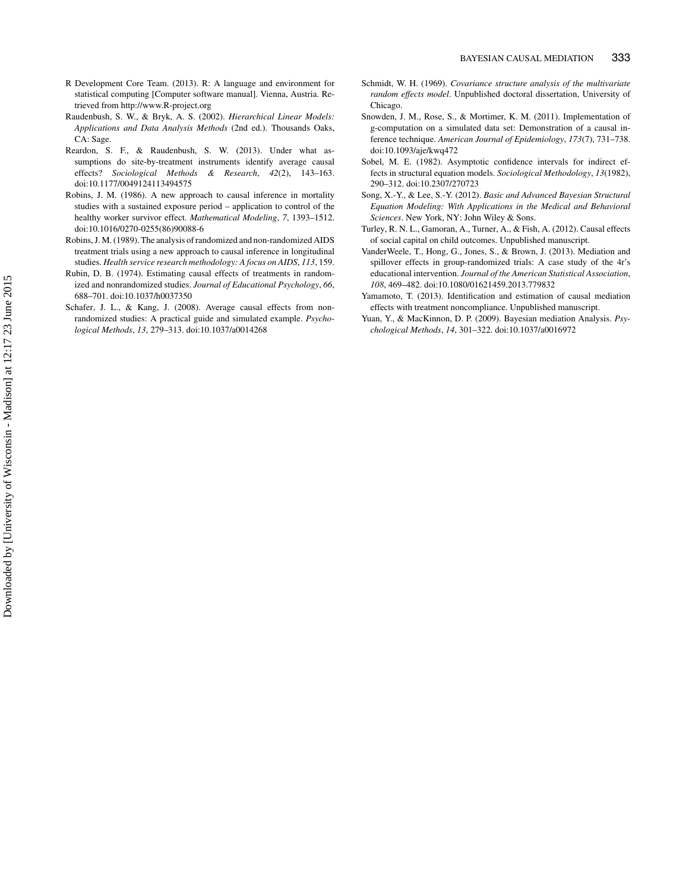R Development Core Team. (2013). R: A language and environment for statistical computing [Computer software manual]. Vienna, Austria. Retrieved from http://www.R-project.org

Raudenbush, S. W., & Bryk, A. S. (2002). *Hierarchical Linear Models: Applications and Data Analysis Methods* (2nd ed.). Thousands Oaks, CA: Sage.

Reardon, S. F., & Raudenbush, S. W. (2013). Under what assumptions do site-by-treatment instruments identify average causal effects? *Sociological Methods & Research*, *42*(2), 143–163. doi:10.1177/0049124113494575

Robins, J. M. (1986). A new approach to causal inference in mortality studies with a sustained exposure period – application to control of the healthy worker survivor effect. *Mathematical Modeling*, *7*, 1393–1512. doi:10.1016/0270-0255(86)90088-6

Robins, J. M. (1989). The analysis of randomized and non-randomized AIDS treatment trials using a new approach to causal inference in longitudinal studies. *Health service research methodology: A focus on AIDS*, *113*, 159.

Rubin, D. B. (1974). Estimating causal effects of treatments in randomized and nonrandomized studies. *Journal of Educational Psychology*, *66*, 688–701. doi:10.1037/h0037350

Schafer, J. L., & Kang, J. (2008). Average causal effects from nonrandomized studies: A practical guide and simulated example. *Psychological Methods*, *13*, 279–313. doi:10.1037/a0014268

Schmidt, W. H. (1969). *Covariance structure analysis of the multivariate random effects model*. Unpublished doctoral dissertation, University of Chicago.

Snowden, J. M., Rose, S., & Mortimer, K. M. (2011). Implementation of g-computation on a simulated data set: Demonstration of a causal inference technique. *American Journal of Epidemiology*, *173*(7), 731–738. doi:10.1093/aje/kwq472

Sobel, M. E. (1982). Asymptotic confidence intervals for indirect effects in structural equation models. *Sociological Methodology*, *13*(1982), 290–312. doi:10.2307/270723

Song, X.-Y., & Lee, S.-Y. (2012). *Basic and Advanced Bayesian Structural Equation Modeling: With Applications in the Medical and Behavioral Sciences*. New York, NY: John Wiley & Sons.

Turley, R. N. L., Gamoran, A., Turner, A., & Fish, A. (2012). Causal effects of social capital on child outcomes. Unpublished manuscript.

VanderWeele, T., Hong, G., Jones, S., & Brown, J. (2013). Mediation and spillover effects in group-randomized trials: A case study of the 4r's educational intervention. *Journal of the American Statistical Association*, *108*, 469–482. doi:10.1080/01621459.2013.779832

Yamamoto, T. (2013). Identification and estimation of causal mediation effects with treatment noncompliance. Unpublished manuscript.

Yuan, Y., & MacKinnon, D. P. (2009). Bayesian mediation Analysis. *Psychological Methods*, *14*, 301–322. doi:10.1037/a0016972